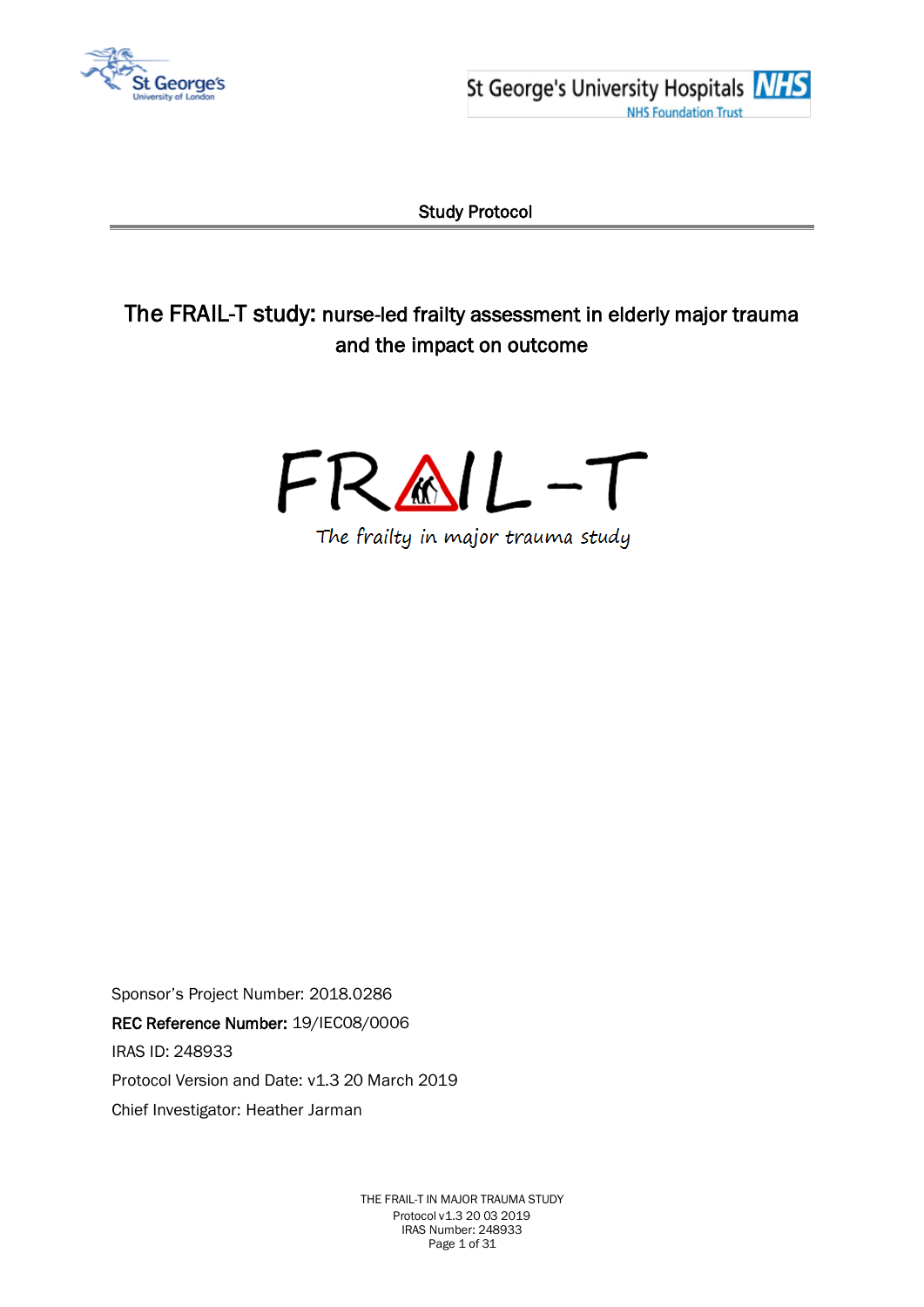St George's University of London

St George's University Hospitals NHS Foundation Trust

Study Protocol

# The FRAIL-T study: nurse-led frailty assessment in elderly major trauma and the impact on outcome

FRAIL-T

*The frailty in major trauma study*

Sponsor's Project Number: 2018.0286

**REC Reference Number:** 19/IEC08/0006

IRAS ID: 248933

Protocol Version and Date: v1.3 20 March 2019

Chief Investigator: Heather Jarman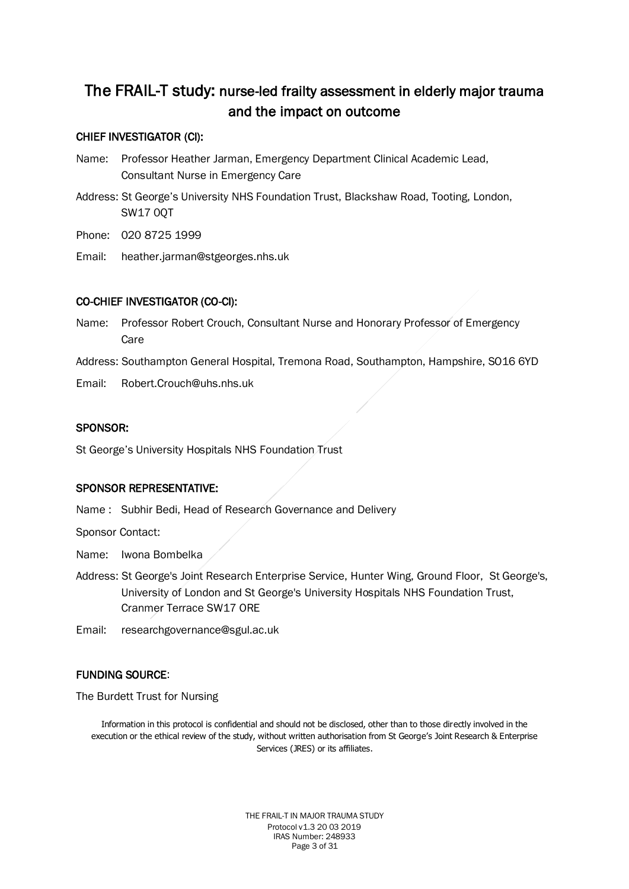# The FRAIL-T study: nurse-led frailty assessment in elderly major trauma and the impact on outcome

## CHIEF INVESTIGATOR (CI):

Name: Professor Heather Jarman, Emergency Department Clinical Academic Lead, Consultant Nurse in Emergency Care

Address: St George's University NHS Foundation Trust, Blackshaw Road, Tooting, London, SW17 0QT

Phone: 020 8725 1999

Email: heather.jarman@stgeorges.nhs.uk

## CO-CHIEF INVESTIGATOR (CO-CI):

Name: Professor Robert Crouch, Consultant Nurse and Honorary Professor of Emergency Care

Address: Southampton General Hospital, Tremona Road, Southampton, Hampshire, SO16 6YD

Email: Robert.Crouch@uhs.nhs.uk

## SPONSOR:

St George's University Hospitals NHS Foundation Trust

## SPONSOR REPRESENTATIVE:

Name : Subhir Bedi, Head of Research Governance and Delivery

Sponsor Contact:

Name: Iwona Bombelka

Address: St George's Joint Research Enterprise Service, Hunter Wing, Ground Floor, St George's, University of London and St George's University Hospitals NHS Foundation Trust, Cranmer Terrace SW17 0RE

Email: researchgovernance@sgul.ac.uk

## FUNDING SOURCE:

The Burdett Trust for Nursing

Information in this protocol is confidential and should not be disclosed, other than to those directly involved in the execution or the ethical review of the study, without written authorisation from St George's Joint Research & Enterprise Services (JRES) or its affiliates.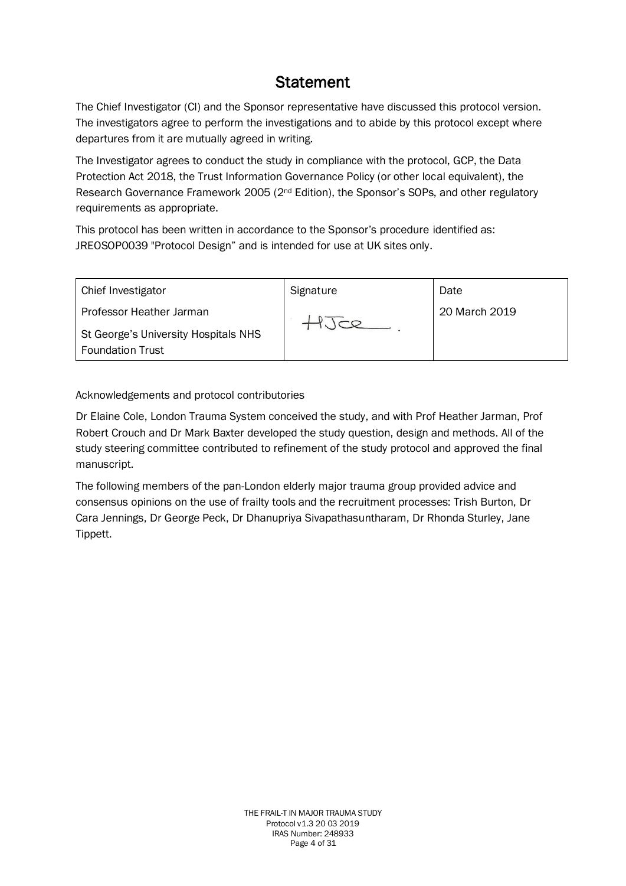# Statement

The Chief Investigator (CI) and the Sponsor representative have discussed this protocol version. The investigators agree to perform the investigations and to abide by this protocol except where departures from it are mutually agreed in writing.

The Investigator agrees to conduct the study in compliance with the protocol, GCP, the Data Protection Act 2018, the Trust Information Governance Policy (or other local equivalent), the Research Governance Framework 2005 (2nd Edition), the Sponsor's SOPs, and other regulatory requirements as appropriate.

This protocol has been written in accordance to the Sponsor's procedure identified as: JREOSOP0039 "Protocol Design" and is intended for use at UK sites only.

| Chief Investigator | Signature | Date |
|---|---|---|
| Professor Heather Jarman<br>St George's University Hospitals NHS Foundation Trust | HJce. | 20 March 2019 |

Acknowledgements and protocol contributories

Dr Elaine Cole, London Trauma System conceived the study, and with Prof Heather Jarman, Prof Robert Crouch and Dr Mark Baxter developed the study question, design and methods. All of the study steering committee contributed to refinement of the study protocol and approved the final manuscript.

The following members of the pan-London elderly major trauma group provided advice and consensus opinions on the use of frailty tools and the recruitment processes: Trish Burton, Dr Cara Jennings, Dr George Peck, Dr Dhanupriya Sivapathasuntharam, Dr Rhonda Sturley, Jane Tippett.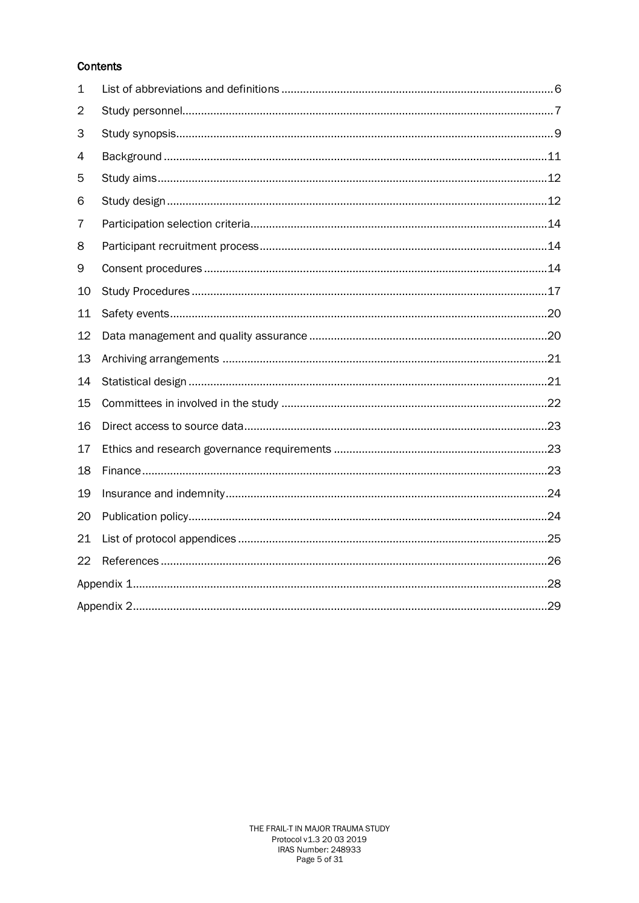**Contents**

1 List of abbreviations and definitions ... 6
2 Study personnel ... 7
3 Study synopsis ... 9
4 Background ... 11
5 Study aims ... 12
6 Study design ... 12
7 Participation selection criteria ... 14
8 Participant recruitment process ... 14
9 Consent procedures ... 14
10 Study Procedures ... 17
11 Safety events ... 20
12 Data management and quality assurance ... 20
13 Archiving arrangements ... 21
14 Statistical design ... 21
15 Committees in involved in the study ... 22
16 Direct access to source data ... 23
17 Ethics and research governance requirements ... 23
18 Finance ... 23
19 Insurance and indemnity ... 24
20 Publication policy ... 24
21 List of protocol appendices ... 25
22 References ... 26
Appendix 1 ... 28
Appendix 2 ... 29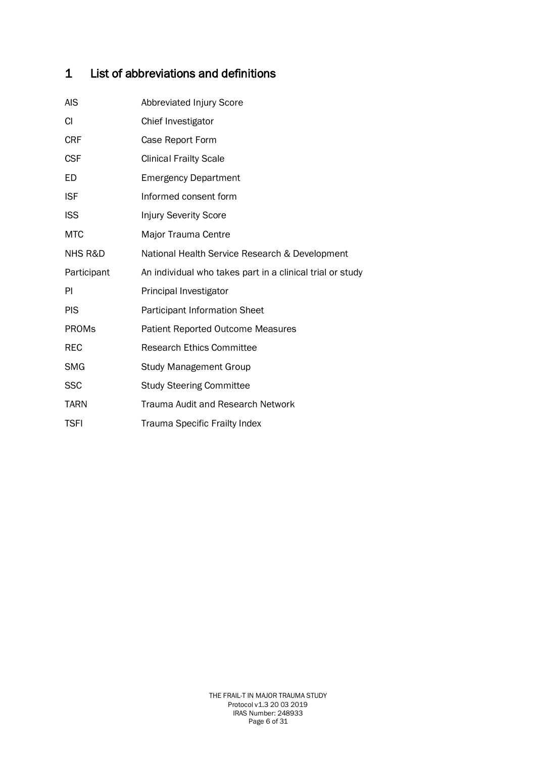# 1 List of abbreviations and definitions

| | |
|---|---|
| AIS | Abbreviated Injury Score |
| CI | Chief Investigator |
| CRF | Case Report Form |
| CSF | Clinical Frailty Scale |
| ED | Emergency Department |
| ISF | Informed consent form |
| ISS | Injury Severity Score |
| MTC | Major Trauma Centre |
| NHS R&D | National Health Service Research & Development |
| Participant | An individual who takes part in a clinical trial or study |
| PI | Principal Investigator |
| PIS | Participant Information Sheet |
| PROMs | Patient Reported Outcome Measures |
| REC | Research Ethics Committee |
| SMG | Study Management Group |
| SSC | Study Steering Committee |
| TARN | Trauma Audit and Research Network |
| TSFI | Trauma Specific Frailty Index |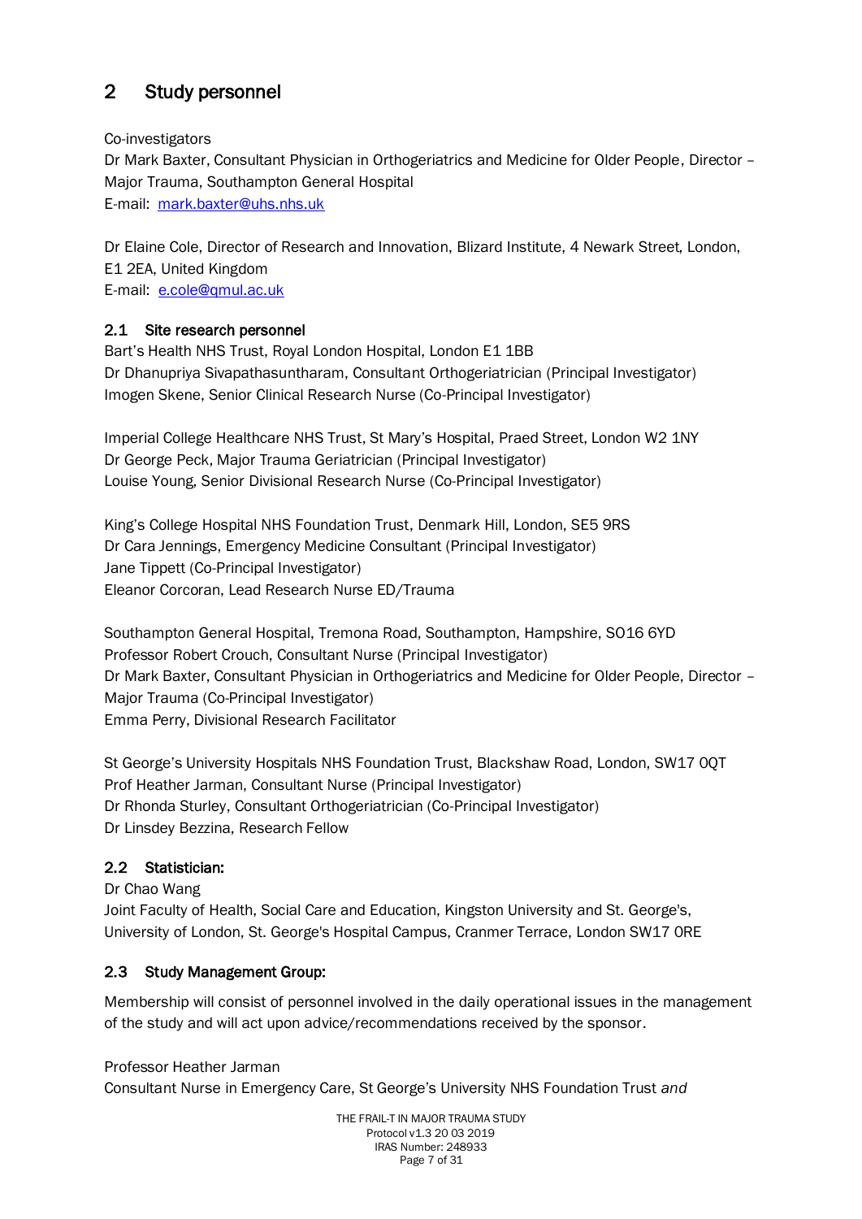## 2 Study personnel

Co-investigators
Dr Mark Baxter, Consultant Physician in Orthogeriatrics and Medicine for Older People, Director – Major Trauma, Southampton General Hospital
E-mail: mark.baxter@uhs.nhs.uk

Dr Elaine Cole, Director of Research and Innovation, Blizard Institute, 4 Newark Street, London, E1 2EA, United Kingdom
E-mail: e.cole@qmul.ac.uk

### 2.1 Site research personnel

Bart's Health NHS Trust, Royal London Hospital, London E1 1BB
Dr Dhanupriya Sivapathasuntharam, Consultant Orthogeriatrician (Principal Investigator)
Imogen Skene, Senior Clinical Research Nurse (Co-Principal Investigator)

Imperial College Healthcare NHS Trust, St Mary's Hospital, Praed Street, London W2 1NY
Dr George Peck, Major Trauma Geriatrician (Principal Investigator)
Louise Young, Senior Divisional Research Nurse (Co-Principal Investigator)

King's College Hospital NHS Foundation Trust, Denmark Hill, London, SE5 9RS
Dr Cara Jennings, Emergency Medicine Consultant (Principal Investigator)
Jane Tippett (Co-Principal Investigator)
Eleanor Corcoran, Lead Research Nurse ED/Trauma

Southampton General Hospital, Tremona Road, Southampton, Hampshire, SO16 6YD
Professor Robert Crouch, Consultant Nurse (Principal Investigator)
Dr Mark Baxter, Consultant Physician in Orthogeriatrics and Medicine for Older People, Director – Major Trauma (Co-Principal Investigator)
Emma Perry, Divisional Research Facilitator

St George's University Hospitals NHS Foundation Trust, Blackshaw Road, London, SW17 0QT
Prof Heather Jarman, Consultant Nurse (Principal Investigator)
Dr Rhonda Sturley, Consultant Orthogeriatrician (Co-Principal Investigator)
Dr Linsdey Bezzina, Research Fellow

### 2.2 Statistician:

Dr Chao Wang
Joint Faculty of Health, Social Care and Education, Kingston University and St. George's, University of London, St. George's Hospital Campus, Cranmer Terrace, London SW17 0RE

### 2.3 Study Management Group:

Membership will consist of personnel involved in the daily operational issues in the management of the study and will act upon advice/recommendations received by the sponsor.

Professor Heather Jarman
Consultant Nurse in Emergency Care, St George's University NHS Foundation Trust *and*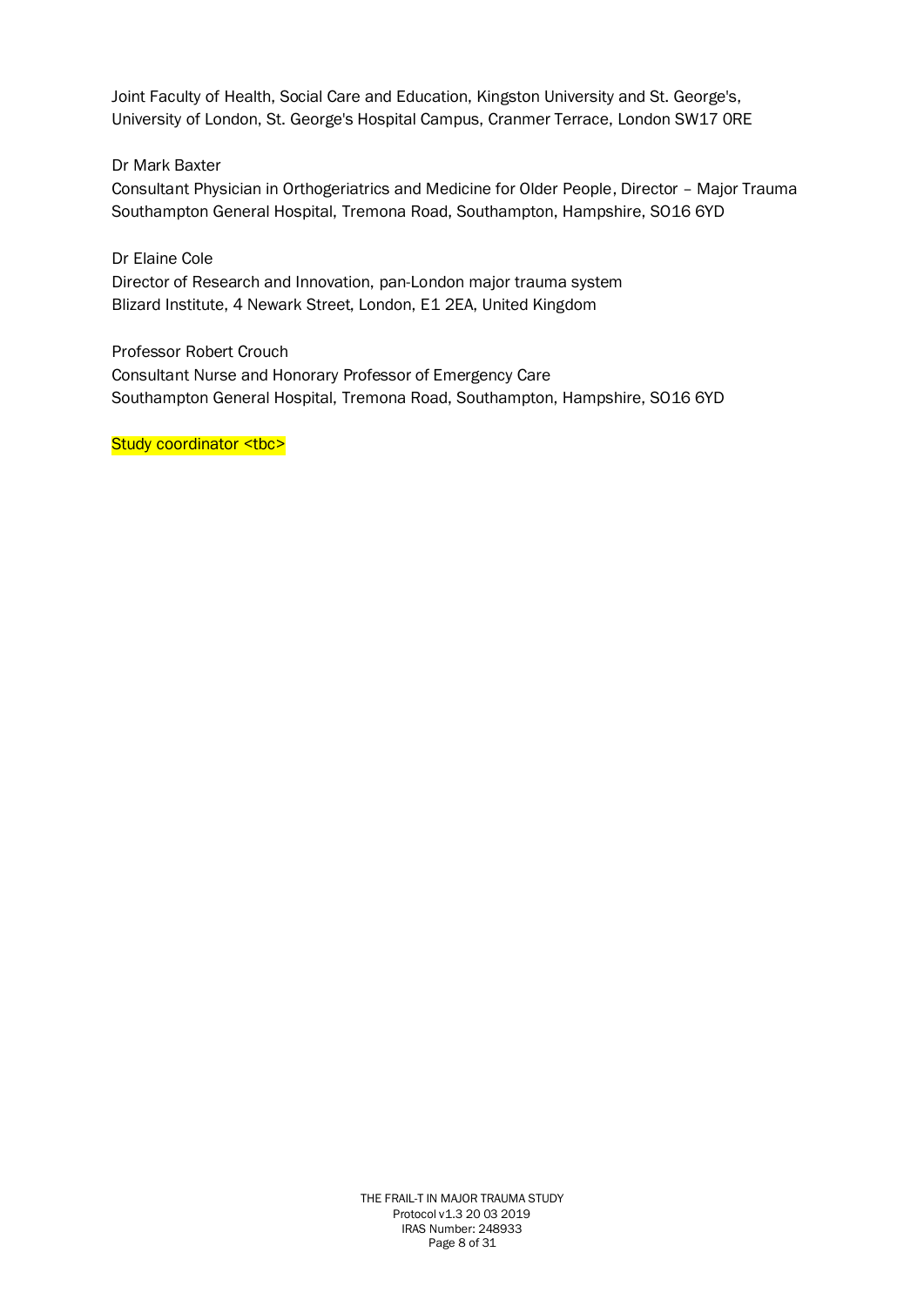Joint Faculty of Health, Social Care and Education, Kingston University and St. George's, University of London, St. George's Hospital Campus, Cranmer Terrace, London SW17 0RE

Dr Mark Baxter
Consultant Physician in Orthogeriatrics and Medicine for Older People, Director – Major Trauma
Southampton General Hospital, Tremona Road, Southampton, Hampshire, SO16 6YD

Dr Elaine Cole
Director of Research and Innovation, pan-London major trauma system
Blizard Institute, 4 Newark Street, London, E1 2EA, United Kingdom

Professor Robert Crouch
Consultant Nurse and Honorary Professor of Emergency Care
Southampton General Hospital, Tremona Road, Southampton, Hampshire, SO16 6YD

Study coordinator <tbc>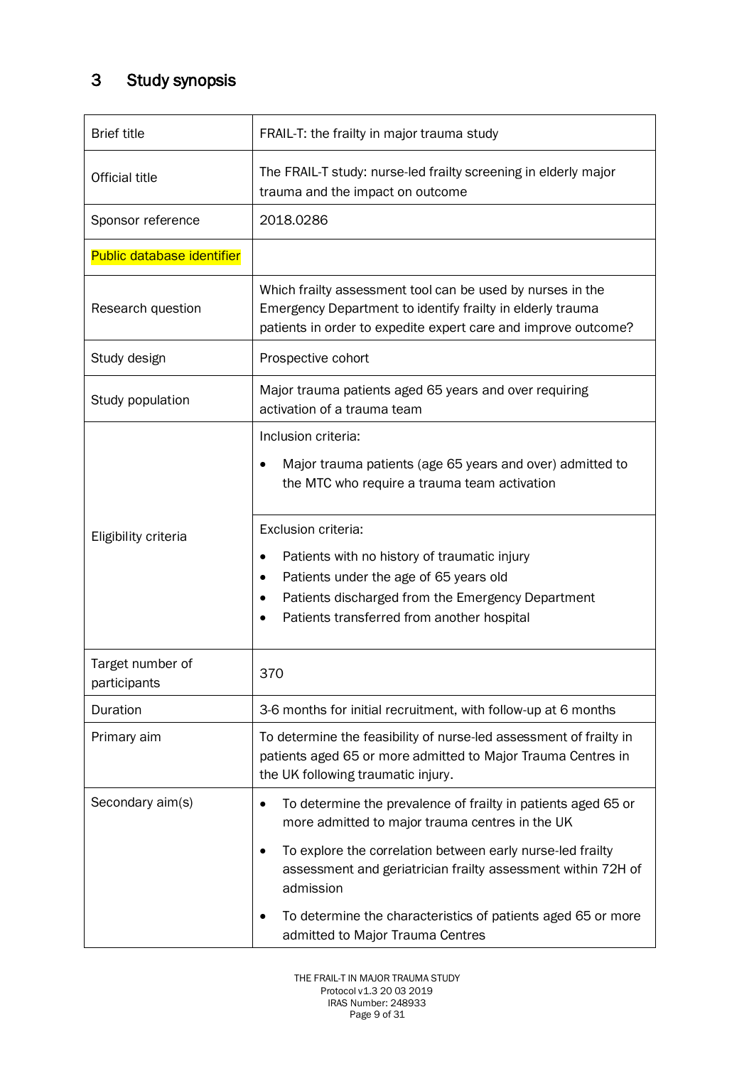# 3 Study synopsis

| Brief title | FRAIL-T: the frailty in major trauma study |
|---|---|
| Official title | The FRAIL-T study: nurse-led frailty screening in elderly major trauma and the impact on outcome |
| Sponsor reference | 2018.0286 |
| Public database identifier | |
| Research question | Which frailty assessment tool can be used by nurses in the Emergency Department to identify frailty in elderly trauma patients in order to expedite expert care and improve outcome? |
| Study design | Prospective cohort |
| Study population | Major trauma patients aged 65 years and over requiring activation of a trauma team |
| Eligibility criteria | Inclusion criteria:<br>• Major trauma patients (age 65 years and over) admitted to the MTC who require a trauma team activation |
| | Exclusion criteria:<br>• Patients with no history of traumatic injury<br>• Patients under the age of 65 years old<br>• Patients discharged from the Emergency Department<br>• Patients transferred from another hospital |
| Target number of participants | 370 |
| Duration | 3-6 months for initial recruitment, with follow-up at 6 months |
| Primary aim | To determine the feasibility of nurse-led assessment of frailty in patients aged 65 or more admitted to Major Trauma Centres in the UK following traumatic injury. |
| Secondary aim(s) | • To determine the prevalence of frailty in patients aged 65 or more admitted to major trauma centres in the UK<br>• To explore the correlation between early nurse-led frailty assessment and geriatrician frailty assessment within 72H of admission<br>• To determine the characteristics of patients aged 65 or more admitted to Major Trauma Centres |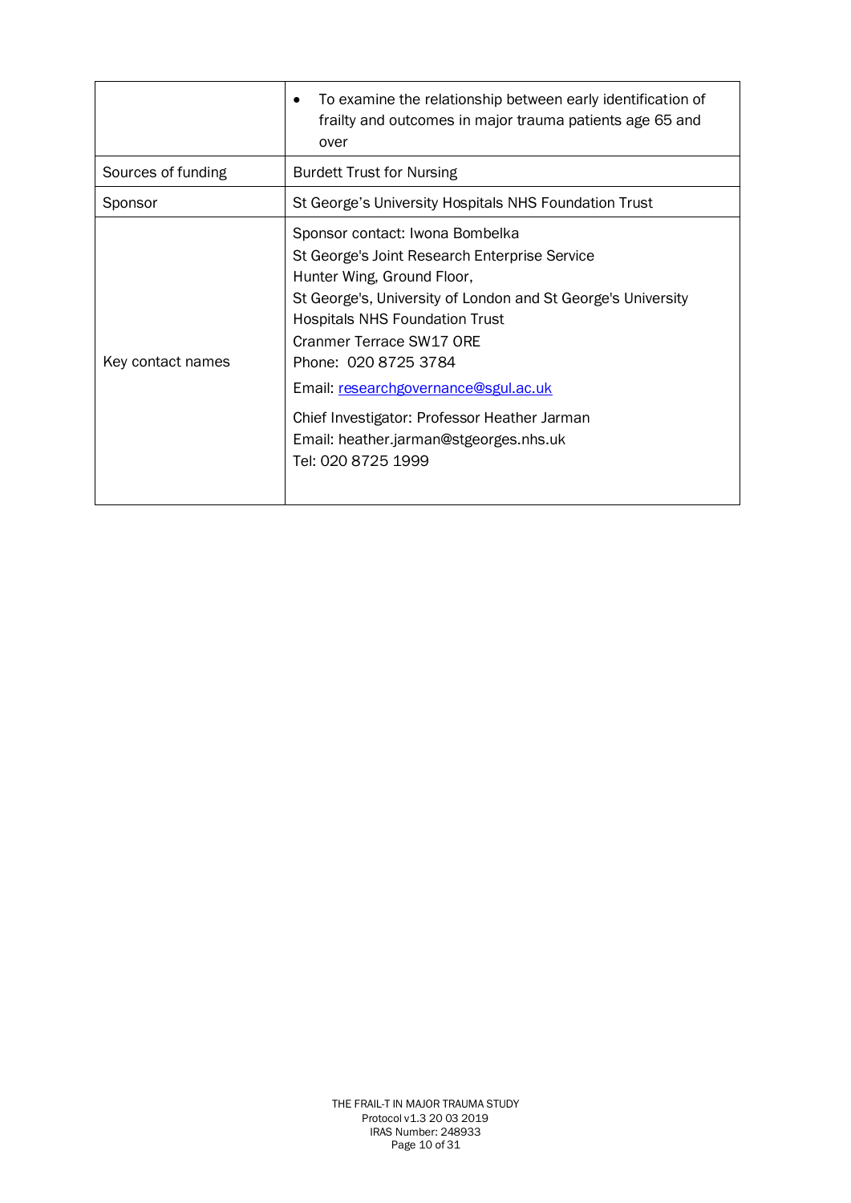| | |
|---|---|
| | • To examine the relationship between early identification of frailty and outcomes in major trauma patients age 65 and over |
| Sources of funding | Burdett Trust for Nursing |
| Sponsor | St George's University Hospitals NHS Foundation Trust |
| Key contact names | Sponsor contact: Iwona Bombelka<br>St George's Joint Research Enterprise Service<br>Hunter Wing, Ground Floor,<br>St George's, University of London and St George's University Hospitals NHS Foundation Trust<br>Cranmer Terrace SW17 0RE<br>Phone: 020 8725 3784<br>Email: researchgovernance@sgul.ac.uk<br><br>Chief Investigator: Professor Heather Jarman<br>Email: heather.jarman@stgeorges.nhs.uk<br>Tel: 020 8725 1999 |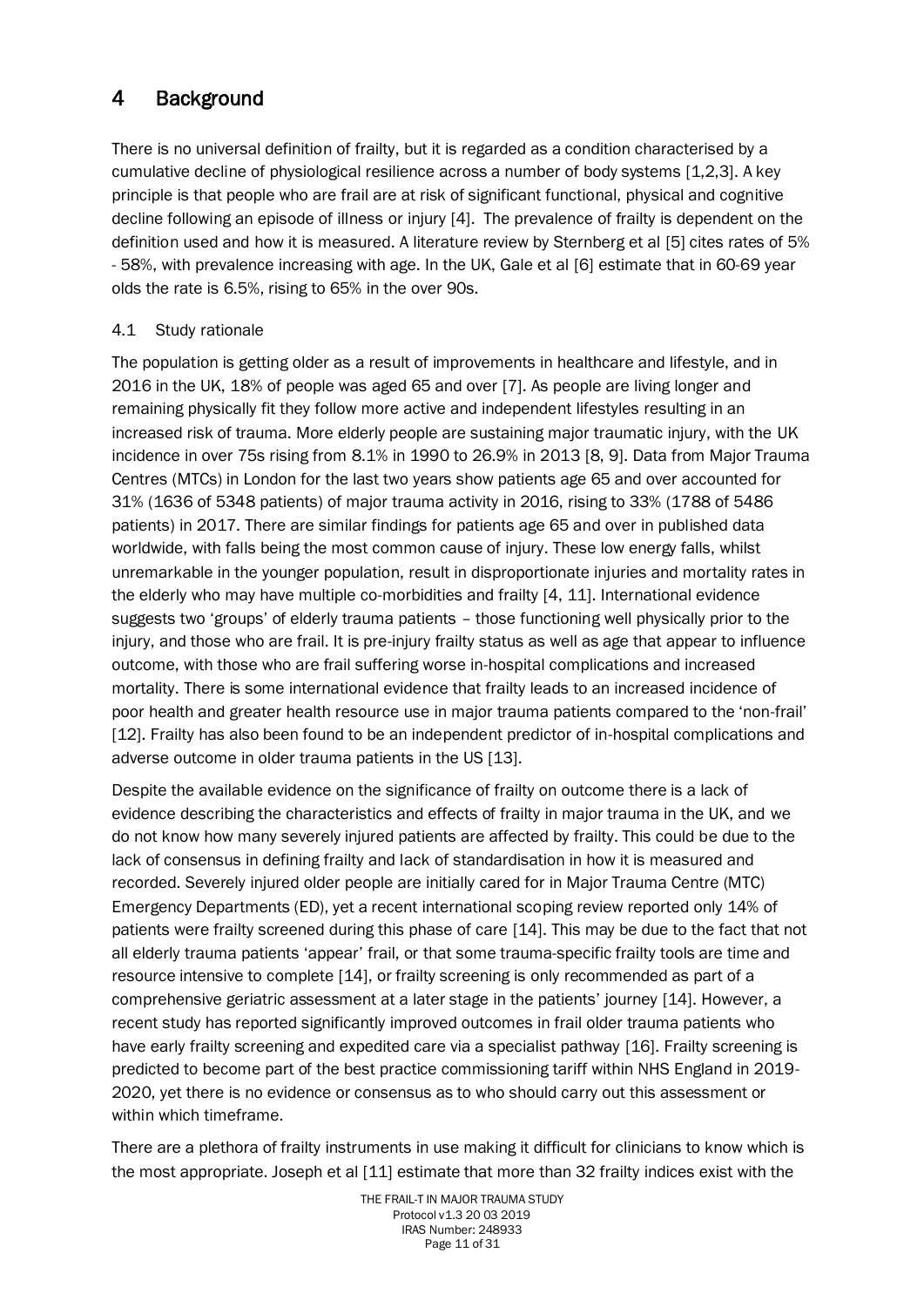# 4 Background

There is no universal definition of frailty, but it is regarded as a condition characterised by a cumulative decline of physiological resilience across a number of body systems [1,2,3]. A key principle is that people who are frail are at risk of significant functional, physical and cognitive decline following an episode of illness or injury [4]. The prevalence of frailty is dependent on the definition used and how it is measured. A literature review by Sternberg et al [5] cites rates of 5% - 58%, with prevalence increasing with age. In the UK, Gale et al [6] estimate that in 60-69 year olds the rate is 6.5%, rising to 65% in the over 90s.

## 4.1 Study rationale

The population is getting older as a result of improvements in healthcare and lifestyle, and in 2016 in the UK, 18% of people was aged 65 and over [7]. As people are living longer and remaining physically fit they follow more active and independent lifestyles resulting in an increased risk of trauma. More elderly people are sustaining major traumatic injury, with the UK incidence in over 75s rising from 8.1% in 1990 to 26.9% in 2013 [8, 9]. Data from Major Trauma Centres (MTCs) in London for the last two years show patients age 65 and over accounted for 31% (1636 of 5348 patients) of major trauma activity in 2016, rising to 33% (1788 of 5486 patients) in 2017. There are similar findings for patients age 65 and over in published data worldwide, with falls being the most common cause of injury. These low energy falls, whilst unremarkable in the younger population, result in disproportionate injuries and mortality rates in the elderly who may have multiple co-morbidities and frailty [4, 11]. International evidence suggests two 'groups' of elderly trauma patients – those functioning well physically prior to the injury, and those who are frail. It is pre-injury frailty status as well as age that appear to influence outcome, with those who are frail suffering worse in-hospital complications and increased mortality. There is some international evidence that frailty leads to an increased incidence of poor health and greater health resource use in major trauma patients compared to the 'non-frail' [12]. Frailty has also been found to be an independent predictor of in-hospital complications and adverse outcome in older trauma patients in the US [13].

Despite the available evidence on the significance of frailty on outcome there is a lack of evidence describing the characteristics and effects of frailty in major trauma in the UK, and we do not know how many severely injured patients are affected by frailty. This could be due to the lack of consensus in defining frailty and lack of standardisation in how it is measured and recorded. Severely injured older people are initially cared for in Major Trauma Centre (MTC) Emergency Departments (ED), yet a recent international scoping review reported only 14% of patients were frailty screened during this phase of care [14]. This may be due to the fact that not all elderly trauma patients 'appear' frail, or that some trauma-specific frailty tools are time and resource intensive to complete [14], or frailty screening is only recommended as part of a comprehensive geriatric assessment at a later stage in the patients' journey [14]. However, a recent study has reported significantly improved outcomes in frail older trauma patients who have early frailty screening and expedited care via a specialist pathway [16]. Frailty screening is predicted to become part of the best practice commissioning tariff within NHS England in 2019-2020, yet there is no evidence or consensus as to who should carry out this assessment or within which timeframe.

There are a plethora of frailty instruments in use making it difficult for clinicians to know which is the most appropriate. Joseph et al [11] estimate that more than 32 frailty indices exist with the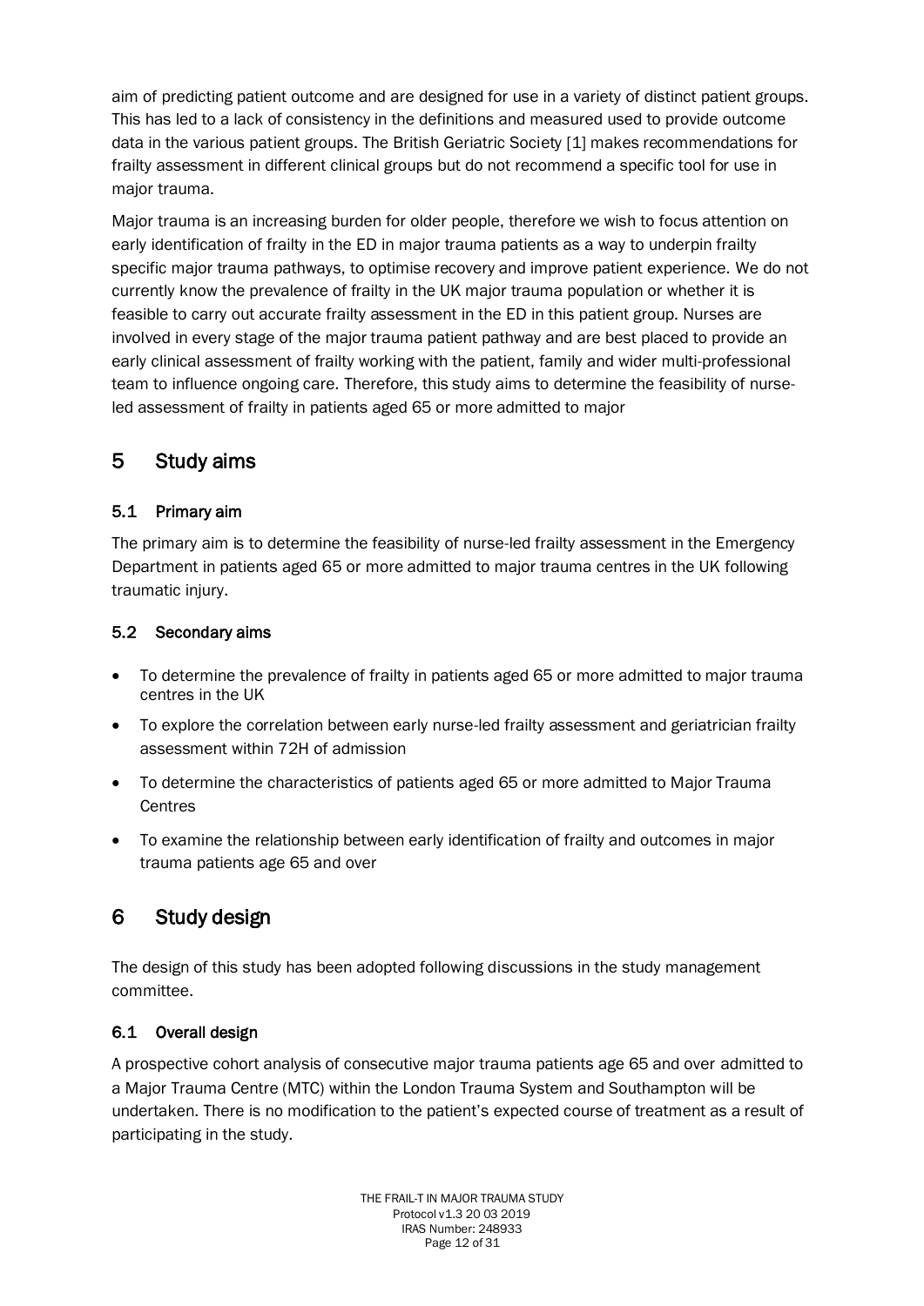aim of predicting patient outcome and are designed for use in a variety of distinct patient groups. This has led to a lack of consistency in the definitions and measured used to provide outcome data in the various patient groups. The British Geriatric Society [1] makes recommendations for frailty assessment in different clinical groups but do not recommend a specific tool for use in major trauma.

Major trauma is an increasing burden for older people, therefore we wish to focus attention on early identification of frailty in the ED in major trauma patients as a way to underpin frailty specific major trauma pathways, to optimise recovery and improve patient experience. We do not currently know the prevalence of frailty in the UK major trauma population or whether it is feasible to carry out accurate frailty assessment in the ED in this patient group. Nurses are involved in every stage of the major trauma patient pathway and are best placed to provide an early clinical assessment of frailty working with the patient, family and wider multi-professional team to influence ongoing care. Therefore, this study aims to determine the feasibility of nurse-led assessment of frailty in patients aged 65 or more admitted to major

# 5 Study aims

## 5.1 Primary aim

The primary aim is to determine the feasibility of nurse-led frailty assessment in the Emergency Department in patients aged 65 or more admitted to major trauma centres in the UK following traumatic injury.

## 5.2 Secondary aims

- To determine the prevalence of frailty in patients aged 65 or more admitted to major trauma centres in the UK
- To explore the correlation between early nurse-led frailty assessment and geriatrician frailty assessment within 72H of admission
- To determine the characteristics of patients aged 65 or more admitted to Major Trauma Centres
- To examine the relationship between early identification of frailty and outcomes in major trauma patients age 65 and over

# 6 Study design

The design of this study has been adopted following discussions in the study management committee.

## 6.1 Overall design

A prospective cohort analysis of consecutive major trauma patients age 65 and over admitted to a Major Trauma Centre (MTC) within the London Trauma System and Southampton will be undertaken. There is no modification to the patient's expected course of treatment as a result of participating in the study.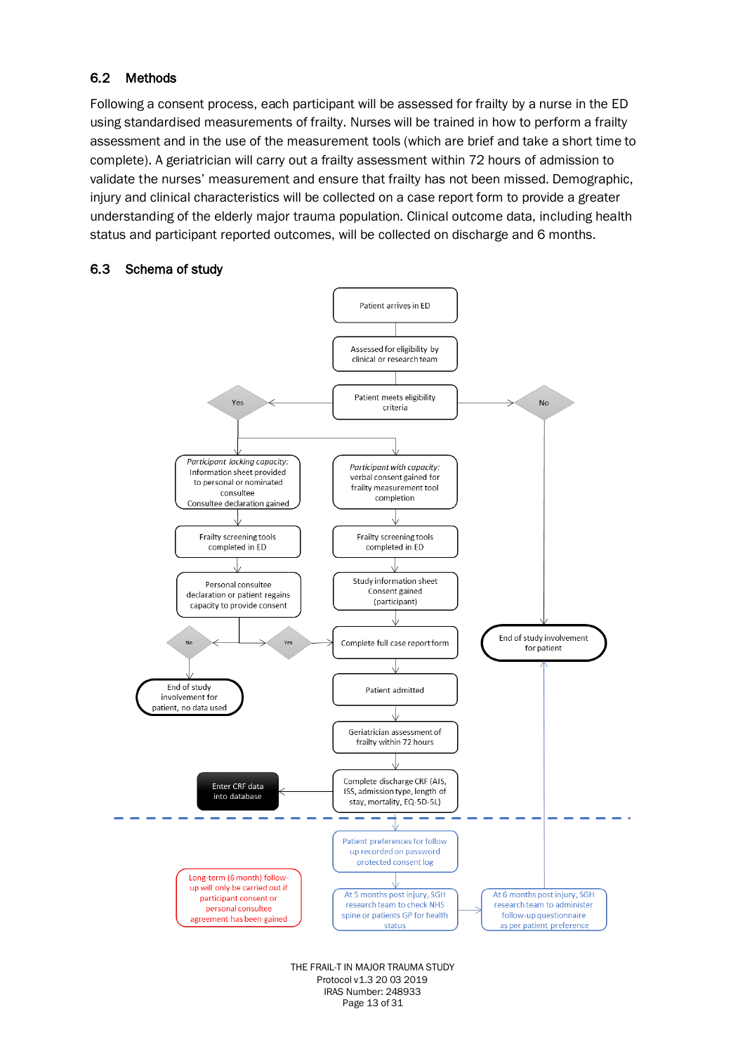## 6.2 Methods

Following a consent process, each participant will be assessed for frailty by a nurse in the ED using standardised measurements of frailty. Nurses will be trained in how to perform a frailty assessment and in the use of the measurement tools (which are brief and take a short time to complete). A geriatrician will carry out a frailty assessment within 72 hours of admission to validate the nurses' measurement and ensure that frailty has not been missed. Demographic, injury and clinical characteristics will be collected on a case report form to provide a greater understanding of the elderly major trauma population. Clinical outcome data, including health status and participant reported outcomes, will be collected on discharge and 6 months.

## 6.3 Schema of study

Patient arrives in ED

Assessed for eligibility by clinical or research team

Patient meets eligibility criteria

Yes

No

*Participant lacking capacity:* Information sheet provided to personal or nominated consultee Consultee declaration gained

*Participant with capacity:* verbal consent gained for frailty measurement tool completion

Frailty screening tools completed in ED

Frailty screening tools completed in ED

Personal consultee declaration or patient regains capacity to provide consent

Study information sheet Consent gained (participant)

No

Yes

Complete full case report form

End of study involvement for patient

End of study involvement for patient, no data used

Patient admitted

Geriatrician assessment of frailty within 72 hours

Enter CRF data into database

Complete discharge CRF (AIS, ISS, admission type, length of stay, mortality, EQ-5D-5L)

Patient preferences for follow up recorded on password protected consent log

Long-term (6 month) follow-up will only be carried out if participant consent or personal consultee agreement has been gained

At 5 months post injury, SGH research team to check NHS spine or patients GP for health status

At 6 months post injury, SGH research team to administer follow-up questionnaire as per patient preference

THE FRAIL-T IN MAJOR TRAUMA STUDY
Protocol v1.3 20 03 2019
IRAS Number: 248933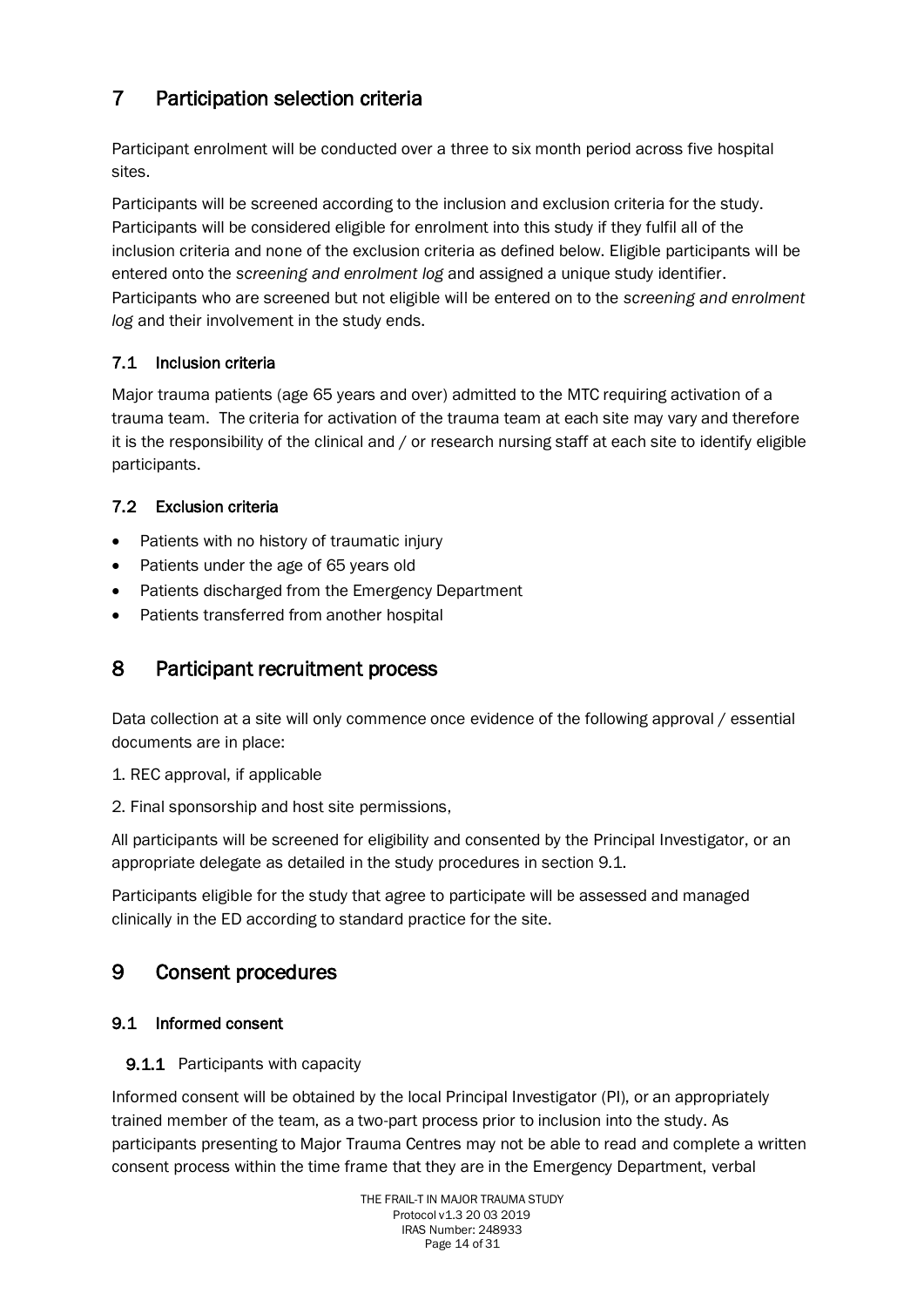# 7 Participation selection criteria

Participant enrolment will be conducted over a three to six month period across five hospital sites.

Participants will be screened according to the inclusion and exclusion criteria for the study. Participants will be considered eligible for enrolment into this study if they fulfil all of the inclusion criteria and none of the exclusion criteria as defined below. Eligible participants will be entered onto the *screening and enrolment log* and assigned a unique study identifier. Participants who are screened but not eligible will be entered on to the *screening and enrolment log* and their involvement in the study ends.

## 7.1 Inclusion criteria

Major trauma patients (age 65 years and over) admitted to the MTC requiring activation of a trauma team. The criteria for activation of the trauma team at each site may vary and therefore it is the responsibility of the clinical and / or research nursing staff at each site to identify eligible participants.

## 7.2 Exclusion criteria

- Patients with no history of traumatic injury
- Patients under the age of 65 years old
- Patients discharged from the Emergency Department
- Patients transferred from another hospital

# 8 Participant recruitment process

Data collection at a site will only commence once evidence of the following approval / essential documents are in place:

1. REC approval, if applicable
2. Final sponsorship and host site permissions,

All participants will be screened for eligibility and consented by the Principal Investigator, or an appropriate delegate as detailed in the study procedures in section 9.1.

Participants eligible for the study that agree to participate will be assessed and managed clinically in the ED according to standard practice for the site.

# 9 Consent procedures

## 9.1 Informed consent

### 9.1.1 Participants with capacity

Informed consent will be obtained by the local Principal Investigator (PI), or an appropriately trained member of the team, as a two-part process prior to inclusion into the study. As participants presenting to Major Trauma Centres may not be able to read and complete a written consent process within the time frame that they are in the Emergency Department, verbal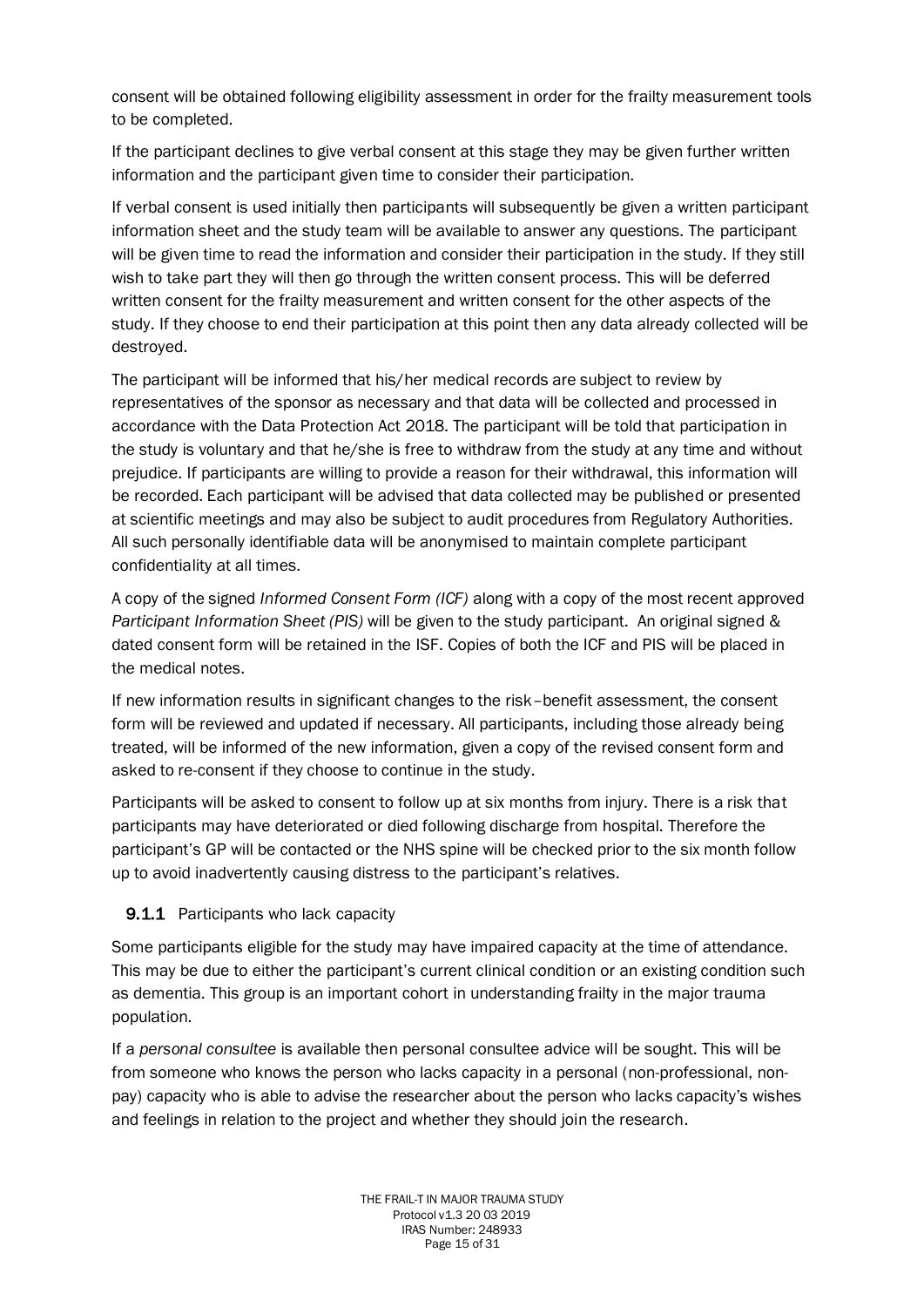consent will be obtained following eligibility assessment in order for the frailty measurement tools to be completed.

If the participant declines to give verbal consent at this stage they may be given further written information and the participant given time to consider their participation.

If verbal consent is used initially then participants will subsequently be given a written participant information sheet and the study team will be available to answer any questions. The participant will be given time to read the information and consider their participation in the study. If they still wish to take part they will then go through the written consent process. This will be deferred written consent for the frailty measurement and written consent for the other aspects of the study. If they choose to end their participation at this point then any data already collected will be destroyed.

The participant will be informed that his/her medical records are subject to review by representatives of the sponsor as necessary and that data will be collected and processed in accordance with the Data Protection Act 2018. The participant will be told that participation in the study is voluntary and that he/she is free to withdraw from the study at any time and without prejudice. If participants are willing to provide a reason for their withdrawal, this information will be recorded. Each participant will be advised that data collected may be published or presented at scientific meetings and may also be subject to audit procedures from Regulatory Authorities. All such personally identifiable data will be anonymised to maintain complete participant confidentiality at all times.

A copy of the signed *Informed Consent Form (ICF)* along with a copy of the most recent approved *Participant Information Sheet (PIS)* will be given to the study participant. An original signed & dated consent form will be retained in the ISF. Copies of both the ICF and PIS will be placed in the medical notes.

If new information results in significant changes to the risk–benefit assessment, the consent form will be reviewed and updated if necessary. All participants, including those already being treated, will be informed of the new information, given a copy of the revised consent form and asked to re-consent if they choose to continue in the study.

Participants will be asked to consent to follow up at six months from injury. There is a risk that participants may have deteriorated or died following discharge from hospital. Therefore the participant's GP will be contacted or the NHS spine will be checked prior to the six month follow up to avoid inadvertently causing distress to the participant's relatives.

#### **9.1.1** Participants who lack capacity

Some participants eligible for the study may have impaired capacity at the time of attendance. This may be due to either the participant's current clinical condition or an existing condition such as dementia. This group is an important cohort in understanding frailty in the major trauma population.

If a *personal consultee* is available then personal consultee advice will be sought. This will be from someone who knows the person who lacks capacity in a personal (non-professional, non-pay) capacity who is able to advise the researcher about the person who lacks capacity's wishes and feelings in relation to the project and whether they should join the research.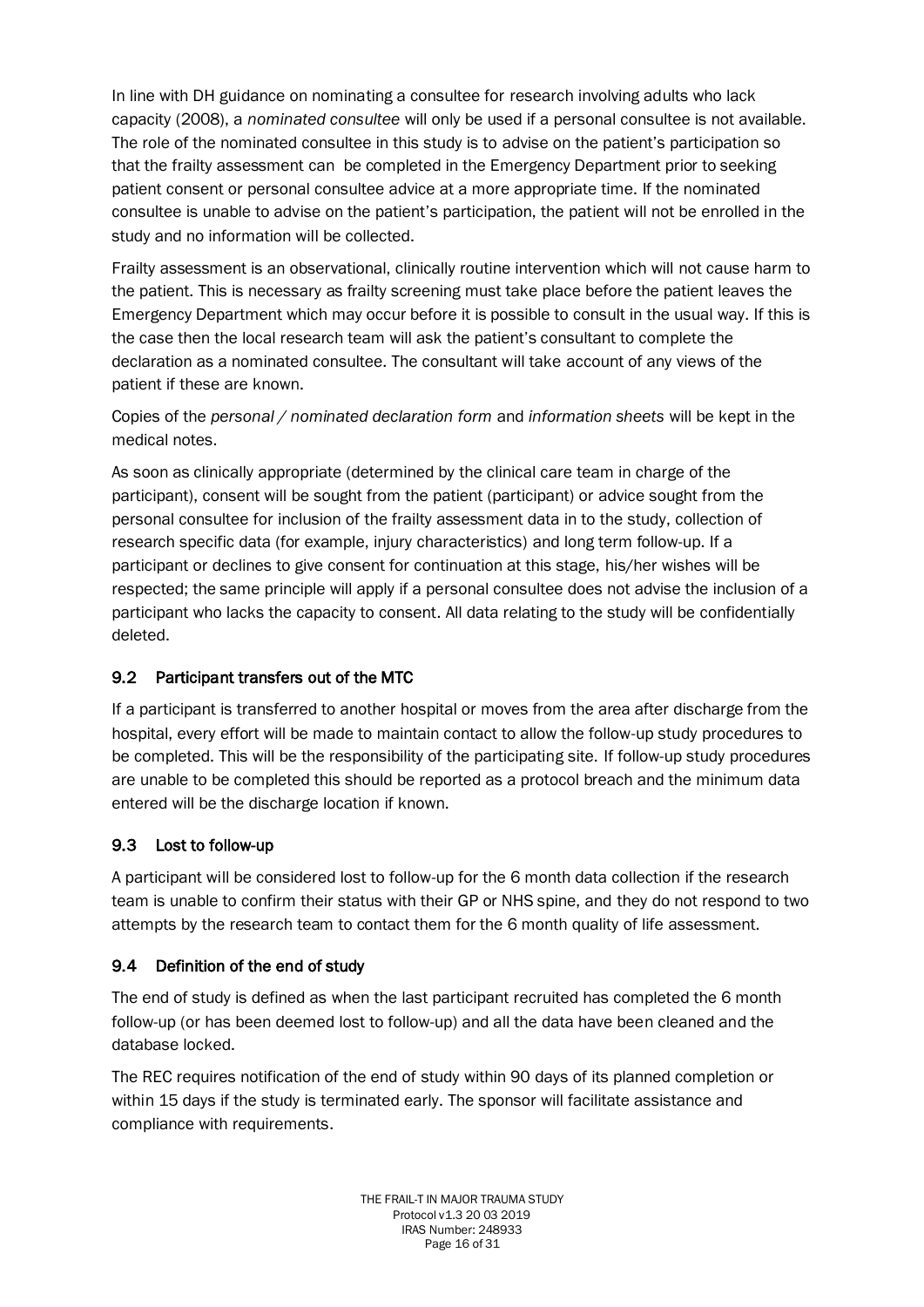In line with DH guidance on nominating a consultee for research involving adults who lack capacity (2008), a *nominated consultee* will only be used if a personal consultee is not available. The role of the nominated consultee in this study is to advise on the patient's participation so that the frailty assessment can be completed in the Emergency Department prior to seeking patient consent or personal consultee advice at a more appropriate time. If the nominated consultee is unable to advise on the patient's participation, the patient will not be enrolled in the study and no information will be collected.

Frailty assessment is an observational, clinically routine intervention which will not cause harm to the patient. This is necessary as frailty screening must take place before the patient leaves the Emergency Department which may occur before it is possible to consult in the usual way. If this is the case then the local research team will ask the patient's consultant to complete the declaration as a nominated consultee. The consultant will take account of any views of the patient if these are known.

Copies of the *personal / nominated declaration form* and *information sheets* will be kept in the medical notes.

As soon as clinically appropriate (determined by the clinical care team in charge of the participant), consent will be sought from the patient (participant) or advice sought from the personal consultee for inclusion of the frailty assessment data in to the study, collection of research specific data (for example, injury characteristics) and long term follow-up. If a participant or declines to give consent for continuation at this stage, his/her wishes will be respected; the same principle will apply if a personal consultee does not advise the inclusion of a participant who lacks the capacity to consent. All data relating to the study will be confidentially deleted.

## 9.2 Participant transfers out of the MTC

If a participant is transferred to another hospital or moves from the area after discharge from the hospital, every effort will be made to maintain contact to allow the follow-up study procedures to be completed. This will be the responsibility of the participating site. If follow-up study procedures are unable to be completed this should be reported as a protocol breach and the minimum data entered will be the discharge location if known.

## 9.3 Lost to follow-up

A participant will be considered lost to follow-up for the 6 month data collection if the research team is unable to confirm their status with their GP or NHS spine, and they do not respond to two attempts by the research team to contact them for the 6 month quality of life assessment.

## 9.4 Definition of the end of study

The end of study is defined as when the last participant recruited has completed the 6 month follow-up (or has been deemed lost to follow-up) and all the data have been cleaned and the database locked.

The REC requires notification of the end of study within 90 days of its planned completion or within 15 days if the study is terminated early. The sponsor will facilitate assistance and compliance with requirements.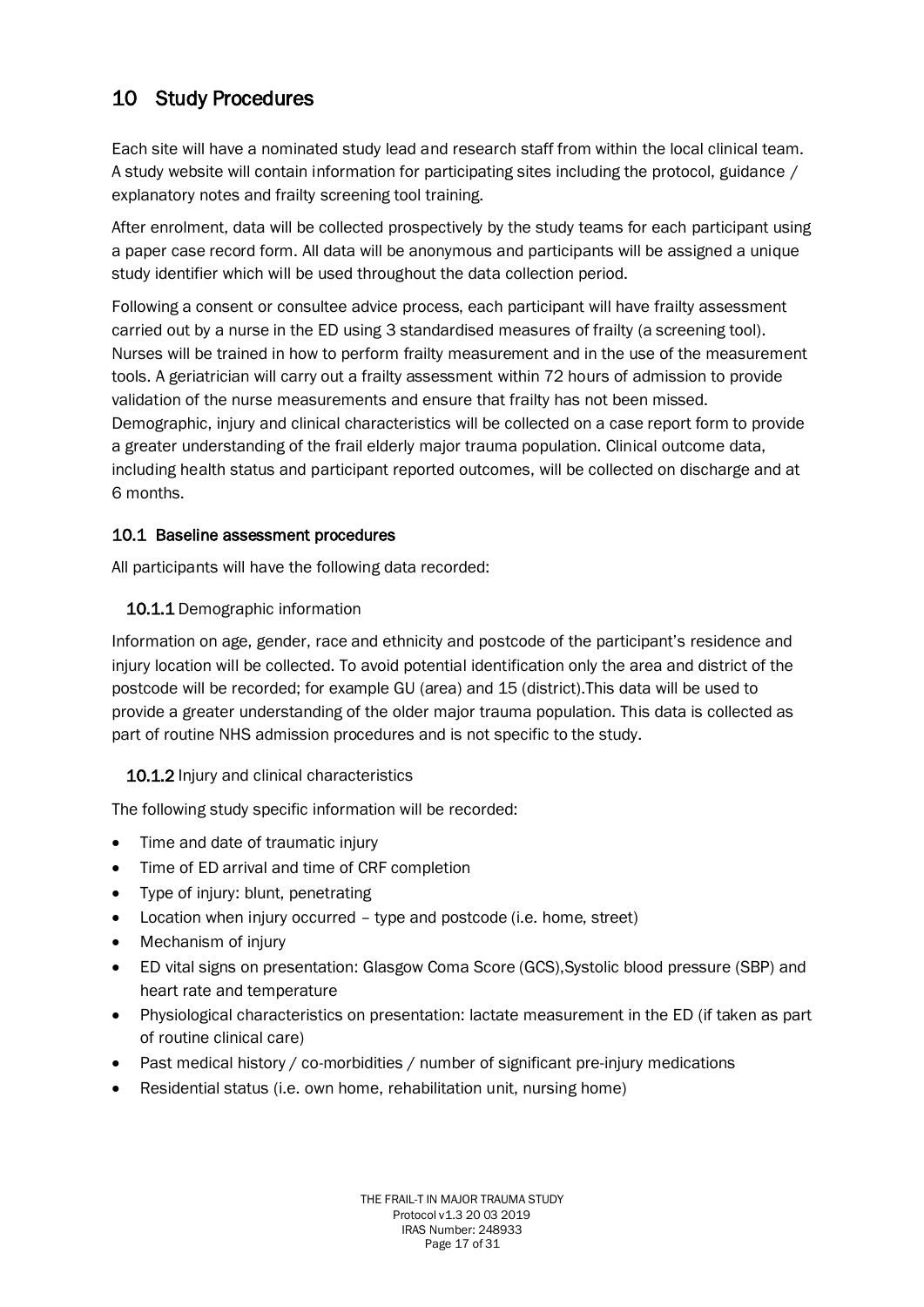# 10 Study Procedures

Each site will have a nominated study lead and research staff from within the local clinical team. A study website will contain information for participating sites including the protocol, guidance / explanatory notes and frailty screening tool training.

After enrolment, data will be collected prospectively by the study teams for each participant using a paper case record form. All data will be anonymous and participants will be assigned a unique study identifier which will be used throughout the data collection period.

Following a consent or consultee advice process, each participant will have frailty assessment carried out by a nurse in the ED using 3 standardised measures of frailty (a screening tool). Nurses will be trained in how to perform frailty measurement and in the use of the measurement tools. A geriatrician will carry out a frailty assessment within 72 hours of admission to provide validation of the nurse measurements and ensure that frailty has not been missed. Demographic, injury and clinical characteristics will be collected on a case report form to provide a greater understanding of the frail elderly major trauma population. Clinical outcome data, including health status and participant reported outcomes, will be collected on discharge and at 6 months.

## 10.1 Baseline assessment procedures

All participants will have the following data recorded:

### 10.1.1 Demographic information

Information on age, gender, race and ethnicity and postcode of the participant's residence and injury location will be collected. To avoid potential identification only the area and district of the postcode will be recorded; for example GU (area) and 15 (district).This data will be used to provide a greater understanding of the older major trauma population. This data is collected as part of routine NHS admission procedures and is not specific to the study.

### 10.1.2 Injury and clinical characteristics

The following study specific information will be recorded:

- Time and date of traumatic injury
- Time of ED arrival and time of CRF completion
- Type of injury: blunt, penetrating
- Location when injury occurred – type and postcode (i.e. home, street)
- Mechanism of injury
- ED vital signs on presentation: Glasgow Coma Score (GCS),Systolic blood pressure (SBP) and heart rate and temperature
- Physiological characteristics on presentation: lactate measurement in the ED (if taken as part of routine clinical care)
- Past medical history / co-morbidities / number of significant pre-injury medications
- Residential status (i.e. own home, rehabilitation unit, nursing home)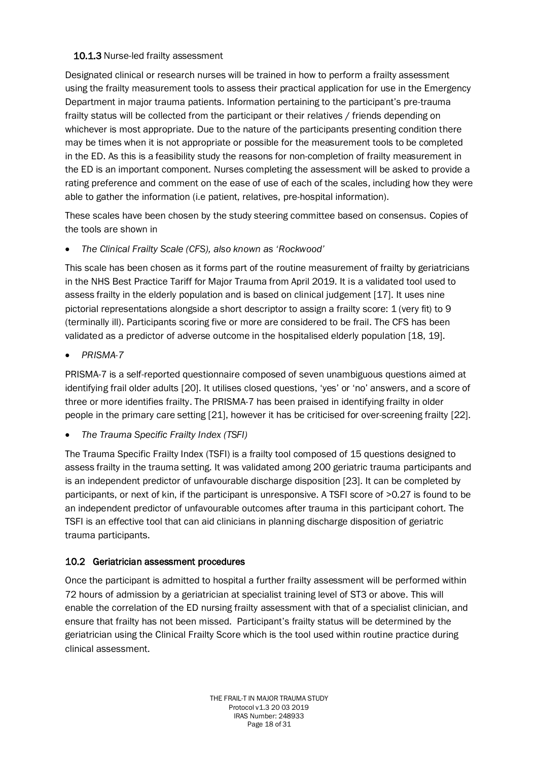### 10.1.3 Nurse-led frailty assessment

Designated clinical or research nurses will be trained in how to perform a frailty assessment using the frailty measurement tools to assess their practical application for use in the Emergency Department in major trauma patients. Information pertaining to the participant's pre-trauma frailty status will be collected from the participant or their relatives / friends depending on whichever is most appropriate. Due to the nature of the participants presenting condition there may be times when it is not appropriate or possible for the measurement tools to be completed in the ED. As this is a feasibility study the reasons for non-completion of frailty measurement in the ED is an important component. Nurses completing the assessment will be asked to provide a rating preference and comment on the ease of use of each of the scales, including how they were able to gather the information (i.e patient, relatives, pre-hospital information).

These scales have been chosen by the study steering committee based on consensus. Copies of the tools are shown in

- *The Clinical Frailty Scale (CFS), also known as 'Rockwood'*

This scale has been chosen as it forms part of the routine measurement of frailty by geriatricians in the NHS Best Practice Tariff for Major Trauma from April 2019. It is a validated tool used to assess frailty in the elderly population and is based on clinical judgement [17]. It uses nine pictorial representations alongside a short descriptor to assign a frailty score: 1 (very fit) to 9 (terminally ill). Participants scoring five or more are considered to be frail. The CFS has been validated as a predictor of adverse outcome in the hospitalised elderly population [18, 19].

- *PRISMA-7*

PRISMA-7 is a self-reported questionnaire composed of seven unambiguous questions aimed at identifying frail older adults [20]. It utilises closed questions, 'yes' or 'no' answers, and a score of three or more identifies frailty. The PRISMA-7 has been praised in identifying frailty in older people in the primary care setting [21], however it has be criticised for over-screening frailty [22].

- *The Trauma Specific Frailty Index (TSFI)*

The Trauma Specific Frailty Index (TSFI) is a frailty tool composed of 15 questions designed to assess frailty in the trauma setting. It was validated among 200 geriatric trauma participants and is an independent predictor of unfavourable discharge disposition [23]. It can be completed by participants, or next of kin, if the participant is unresponsive. A TSFI score of >0.27 is found to be an independent predictor of unfavourable outcomes after trauma in this participant cohort. The TSFI is an effective tool that can aid clinicians in planning discharge disposition of geriatric trauma participants.

## 10.2 Geriatrician assessment procedures

Once the participant is admitted to hospital a further frailty assessment will be performed within 72 hours of admission by a geriatrician at specialist training level of ST3 or above. This will enable the correlation of the ED nursing frailty assessment with that of a specialist clinician, and ensure that frailty has not been missed. Participant's frailty status will be determined by the geriatrician using the Clinical Frailty Score which is the tool used within routine practice during clinical assessment.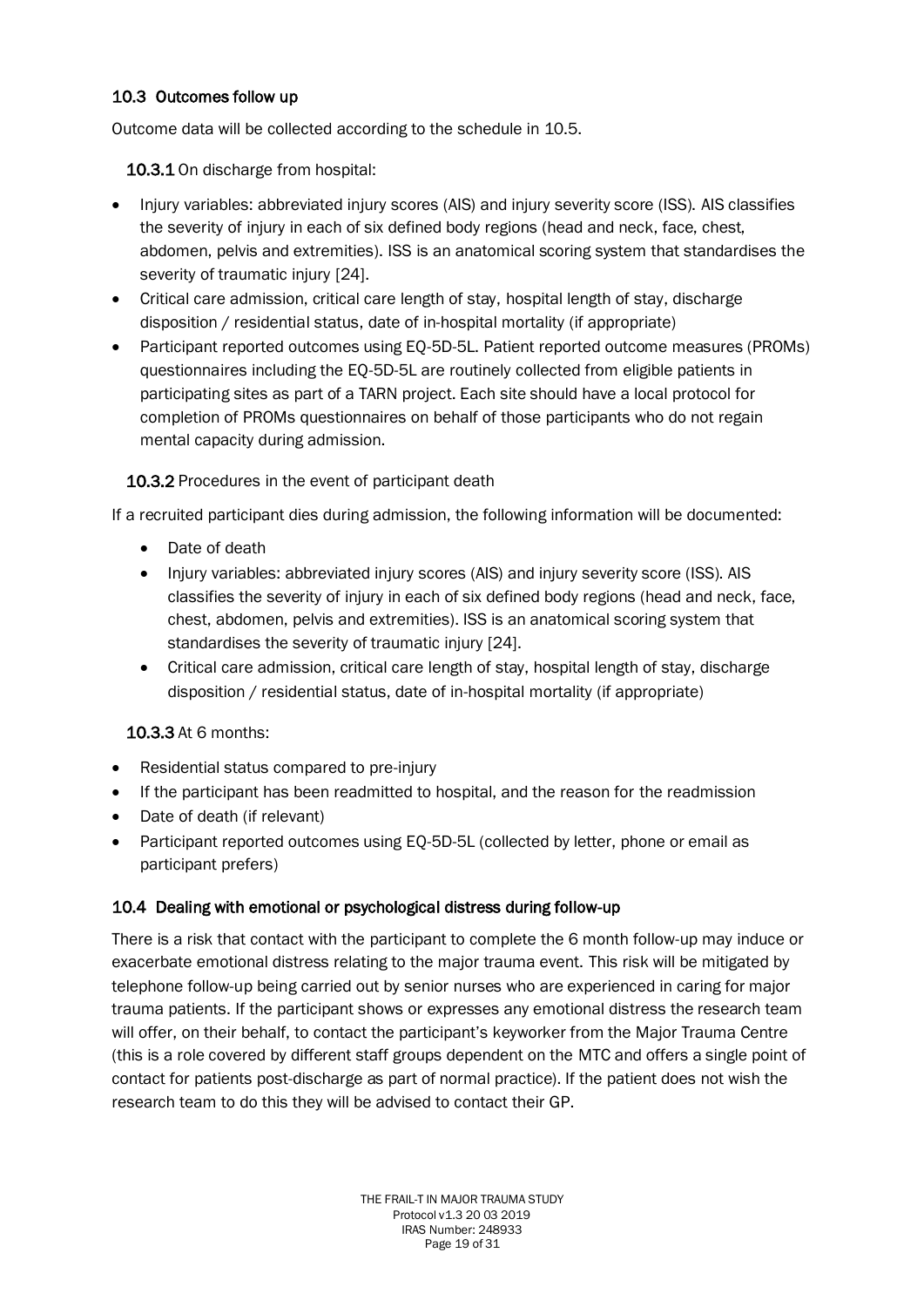### 10.3 Outcomes follow up

Outcome data will be collected according to the schedule in 10.5.

#### 10.3.1 On discharge from hospital:

- Injury variables: abbreviated injury scores (AIS) and injury severity score (ISS). AIS classifies the severity of injury in each of six defined body regions (head and neck, face, chest, abdomen, pelvis and extremities). ISS is an anatomical scoring system that standardises the severity of traumatic injury [24].
- Critical care admission, critical care length of stay, hospital length of stay, discharge disposition / residential status, date of in-hospital mortality (if appropriate)
- Participant reported outcomes using EQ-5D-5L. Patient reported outcome measures (PROMs) questionnaires including the EQ-5D-5L are routinely collected from eligible patients in participating sites as part of a TARN project. Each site should have a local protocol for completion of PROMs questionnaires on behalf of those participants who do not regain mental capacity during admission.

#### 10.3.2 Procedures in the event of participant death

If a recruited participant dies during admission, the following information will be documented:

- Date of death
- Injury variables: abbreviated injury scores (AIS) and injury severity score (ISS). AIS classifies the severity of injury in each of six defined body regions (head and neck, face, chest, abdomen, pelvis and extremities). ISS is an anatomical scoring system that standardises the severity of traumatic injury [24].
- Critical care admission, critical care length of stay, hospital length of stay, discharge disposition / residential status, date of in-hospital mortality (if appropriate)

#### 10.3.3 At 6 months:

- Residential status compared to pre-injury
- If the participant has been readmitted to hospital, and the reason for the readmission
- Date of death (if relevant)
- Participant reported outcomes using EQ-5D-5L (collected by letter, phone or email as participant prefers)

### 10.4 Dealing with emotional or psychological distress during follow-up

There is a risk that contact with the participant to complete the 6 month follow-up may induce or exacerbate emotional distress relating to the major trauma event. This risk will be mitigated by telephone follow-up being carried out by senior nurses who are experienced in caring for major trauma patients. If the participant shows or expresses any emotional distress the research team will offer, on their behalf, to contact the participant's keyworker from the Major Trauma Centre (this is a role covered by different staff groups dependent on the MTC and offers a single point of contact for patients post-discharge as part of normal practice). If the patient does not wish the research team to do this they will be advised to contact their GP.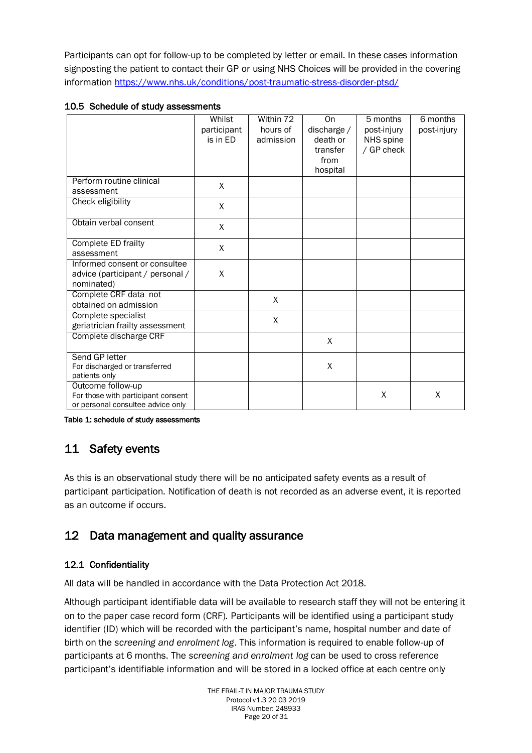Participants can opt for follow-up to be completed by letter or email. In these cases information signposting the patient to contact their GP or using NHS Choices will be provided in the covering information https://www.nhs.uk/conditions/post-traumatic-stress-disorder-ptsd/

### 10.5 Schedule of study assessments

| | Whilst participant is in ED | Within 72 hours of admission | On discharge / death or transfer from hospital | 5 months post-injury NHS spine / GP check | 6 months post-injury |
|---|---|---|---|---|---|
| Perform routine clinical assessment | X | | | | |
| Check eligibility | X | | | | |
| Obtain verbal consent | X | | | | |
| Complete ED frailty assessment | X | | | | |
| Informed consent or consultee advice (participant / personal / nominated) | X | | | | |
| Complete CRF data not obtained on admission | | X | | | |
| Complete specialist geriatrician frailty assessment | | X | | | |
| Complete discharge CRF | | | X | | |
| Send GP letter<br>For discharged or transferred patients only | | | X | | |
| Outcome follow-up<br>For those with participant consent or personal consultee advice only | | | | X | X |

Table 1: schedule of study assessments

## 11 Safety events

As this is an observational study there will be no anticipated safety events as a result of participant participation. Notification of death is not recorded as an adverse event, it is reported as an outcome if occurs.

## 12 Data management and quality assurance

### 12.1 Confidentiality

All data will be handled in accordance with the Data Protection Act 2018.

Although participant identifiable data will be available to research staff they will not be entering it on to the paper case record form (CRF). Participants will be identified using a participant study identifier (ID) which will be recorded with the participant's name, hospital number and date of birth on the *screening and enrolment log*. This information is required to enable follow-up of participants at 6 months. The *screening and enrolment log* can be used to cross reference participant's identifiable information and will be stored in a locked office at each centre only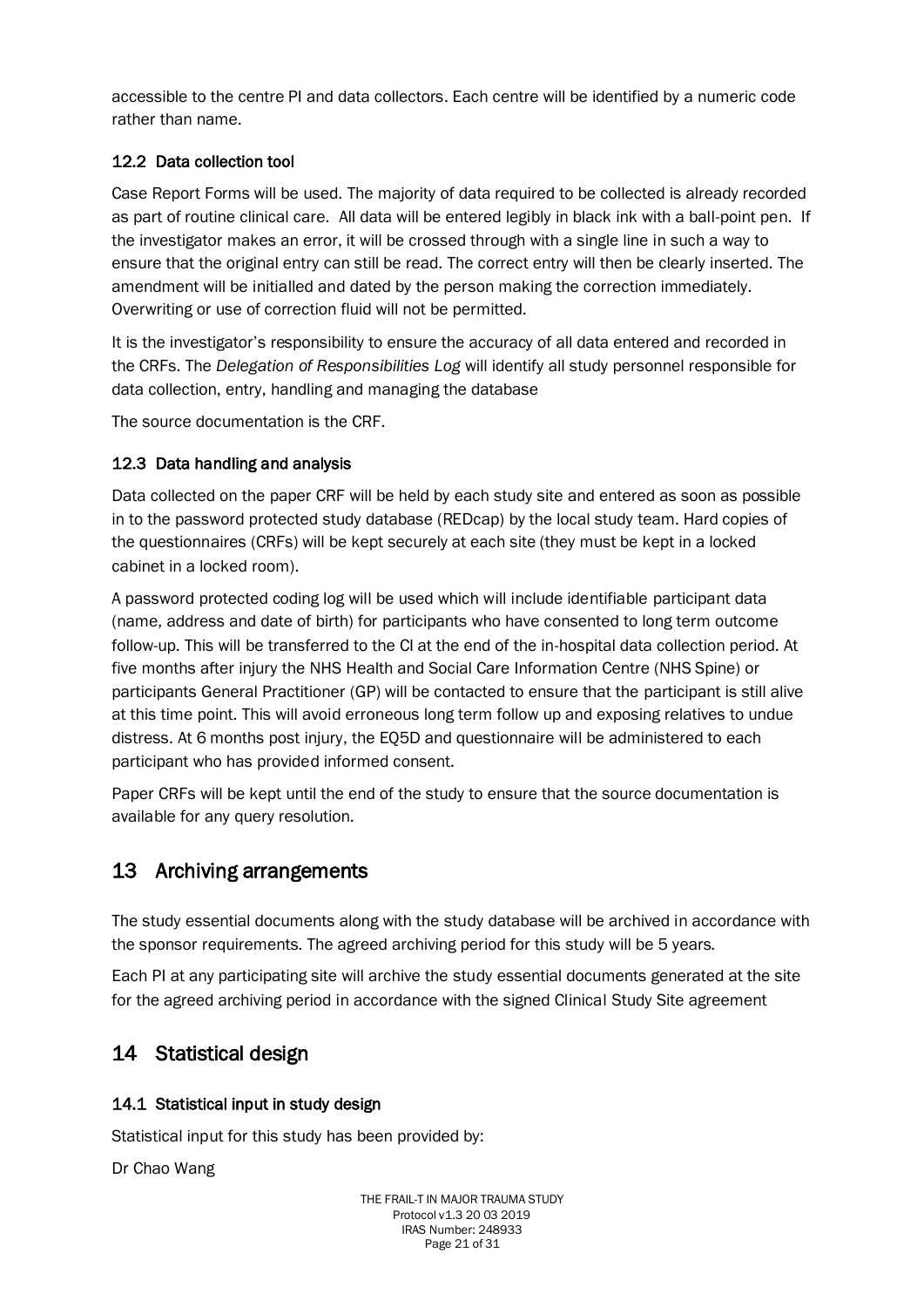accessible to the centre PI and data collectors. Each centre will be identified by a numeric code rather than name.

### 12.2 Data collection tool

Case Report Forms will be used. The majority of data required to be collected is already recorded as part of routine clinical care. All data will be entered legibly in black ink with a ball-point pen. If the investigator makes an error, it will be crossed through with a single line in such a way to ensure that the original entry can still be read. The correct entry will then be clearly inserted. The amendment will be initialled and dated by the person making the correction immediately. Overwriting or use of correction fluid will not be permitted.

It is the investigator's responsibility to ensure the accuracy of all data entered and recorded in the CRFs. The *Delegation of Responsibilities Log* will identify all study personnel responsible for data collection, entry, handling and managing the database

The source documentation is the CRF.

### 12.3 Data handling and analysis

Data collected on the paper CRF will be held by each study site and entered as soon as possible in to the password protected study database (REDcap) by the local study team. Hard copies of the questionnaires (CRFs) will be kept securely at each site (they must be kept in a locked cabinet in a locked room).

A password protected coding log will be used which will include identifiable participant data (name, address and date of birth) for participants who have consented to long term outcome follow-up. This will be transferred to the CI at the end of the in-hospital data collection period. At five months after injury the NHS Health and Social Care Information Centre (NHS Spine) or participants General Practitioner (GP) will be contacted to ensure that the participant is still alive at this time point. This will avoid erroneous long term follow up and exposing relatives to undue distress. At 6 months post injury, the EQ5D and questionnaire will be administered to each participant who has provided informed consent.

Paper CRFs will be kept until the end of the study to ensure that the source documentation is available for any query resolution.

## 13 Archiving arrangements

The study essential documents along with the study database will be archived in accordance with the sponsor requirements. The agreed archiving period for this study will be 5 years.

Each PI at any participating site will archive the study essential documents generated at the site for the agreed archiving period in accordance with the signed Clinical Study Site agreement

## 14 Statistical design

### 14.1 Statistical input in study design

Statistical input for this study has been provided by:

Dr Chao Wang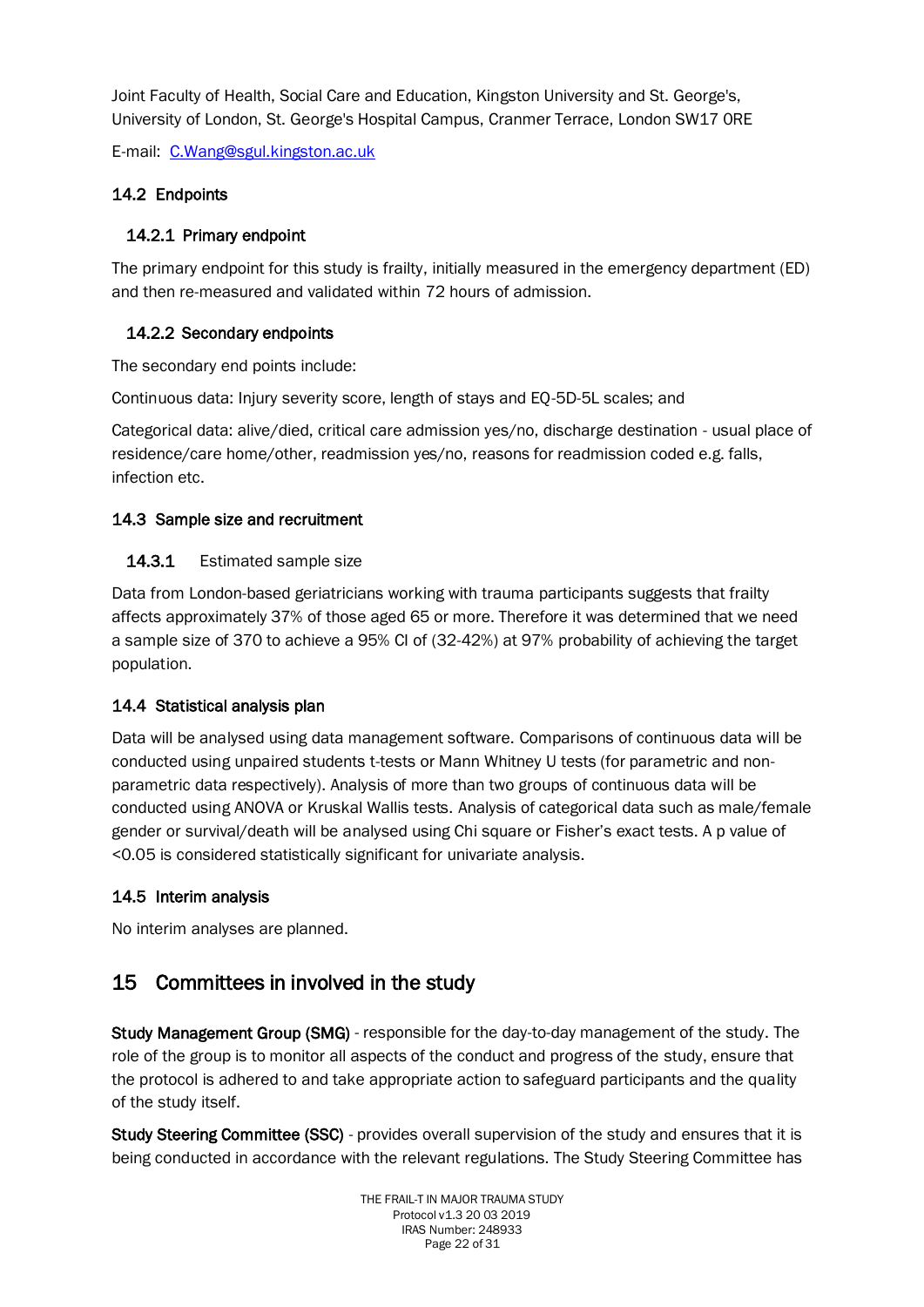Joint Faculty of Health, Social Care and Education, Kingston University and St. George's, University of London, St. George's Hospital Campus, Cranmer Terrace, London SW17 0RE

E-mail: [C.Wang@sgul.kingston.ac.uk](mailto:C.Wang@sgul.kingston.ac.uk)

### 14.2 Endpoints

#### 14.2.1 Primary endpoint

The primary endpoint for this study is frailty, initially measured in the emergency department (ED) and then re-measured and validated within 72 hours of admission.

#### 14.2.2 Secondary endpoints

The secondary end points include:

Continuous data: Injury severity score, length of stays and EQ-5D-5L scales; and

Categorical data: alive/died, critical care admission yes/no, discharge destination - usual place of residence/care home/other, readmission yes/no, reasons for readmission coded e.g. falls, infection etc.

### 14.3 Sample size and recruitment

#### 14.3.1 Estimated sample size

Data from London-based geriatricians working with trauma participants suggests that frailty affects approximately 37% of those aged 65 or more. Therefore it was determined that we need a sample size of 370 to achieve a 95% CI of (32-42%) at 97% probability of achieving the target population.

### 14.4 Statistical analysis plan

Data will be analysed using data management software. Comparisons of continuous data will be conducted using unpaired students t-tests or Mann Whitney U tests (for parametric and non-parametric data respectively). Analysis of more than two groups of continuous data will be conducted using ANOVA or Kruskal Wallis tests. Analysis of categorical data such as male/female gender or survival/death will be analysed using Chi square or Fisher's exact tests. A p value of <0.05 is considered statistically significant for univariate analysis.

### 14.5 Interim analysis

No interim analyses are planned.

## 15 Committees in involved in the study

**Study Management Group (SMG)** - responsible for the day-to-day management of the study. The role of the group is to monitor all aspects of the conduct and progress of the study, ensure that the protocol is adhered to and take appropriate action to safeguard participants and the quality of the study itself.

**Study Steering Committee (SSC)** - provides overall supervision of the study and ensures that it is being conducted in accordance with the relevant regulations. The Study Steering Committee has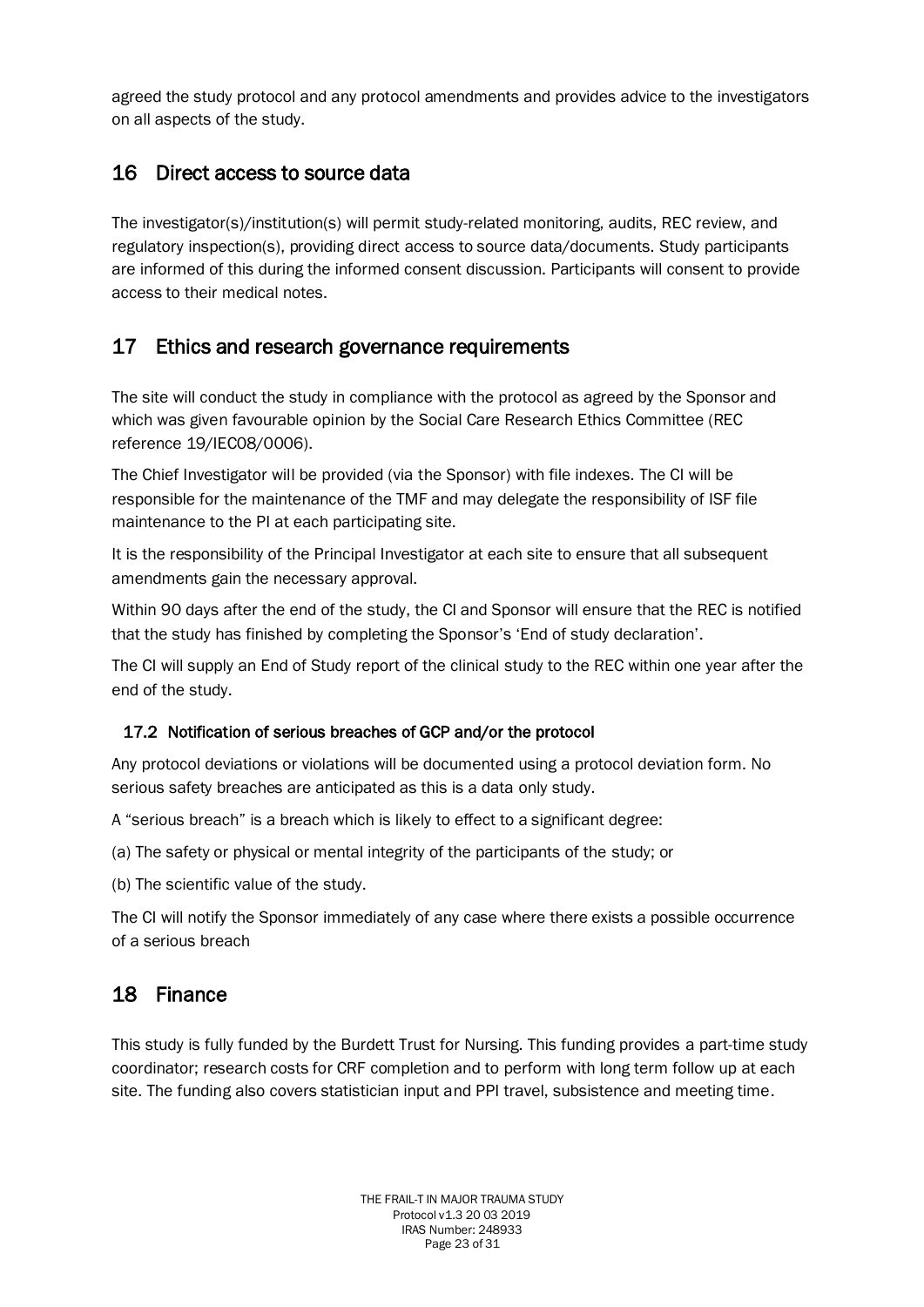agreed the study protocol and any protocol amendments and provides advice to the investigators on all aspects of the study.

## 16 Direct access to source data

The investigator(s)/institution(s) will permit study-related monitoring, audits, REC review, and regulatory inspection(s), providing direct access to source data/documents. Study participants are informed of this during the informed consent discussion. Participants will consent to provide access to their medical notes.

## 17 Ethics and research governance requirements

The site will conduct the study in compliance with the protocol as agreed by the Sponsor and which was given favourable opinion by the Social Care Research Ethics Committee (REC reference 19/IEC08/0006).

The Chief Investigator will be provided (via the Sponsor) with file indexes. The CI will be responsible for the maintenance of the TMF and may delegate the responsibility of ISF file maintenance to the PI at each participating site.

It is the responsibility of the Principal Investigator at each site to ensure that all subsequent amendments gain the necessary approval.

Within 90 days after the end of the study, the CI and Sponsor will ensure that the REC is notified that the study has finished by completing the Sponsor's 'End of study declaration'.

The CI will supply an End of Study report of the clinical study to the REC within one year after the end of the study.

### 17.2 Notification of serious breaches of GCP and/or the protocol

Any protocol deviations or violations will be documented using a protocol deviation form. No serious safety breaches are anticipated as this is a data only study.

A "serious breach" is a breach which is likely to effect to a significant degree:

(a) The safety or physical or mental integrity of the participants of the study; or

(b) The scientific value of the study.

The CI will notify the Sponsor immediately of any case where there exists a possible occurrence of a serious breach

## 18 Finance

This study is fully funded by the Burdett Trust for Nursing. This funding provides a part-time study coordinator; research costs for CRF completion and to perform with long term follow up at each site. The funding also covers statistician input and PPI travel, subsistence and meeting time.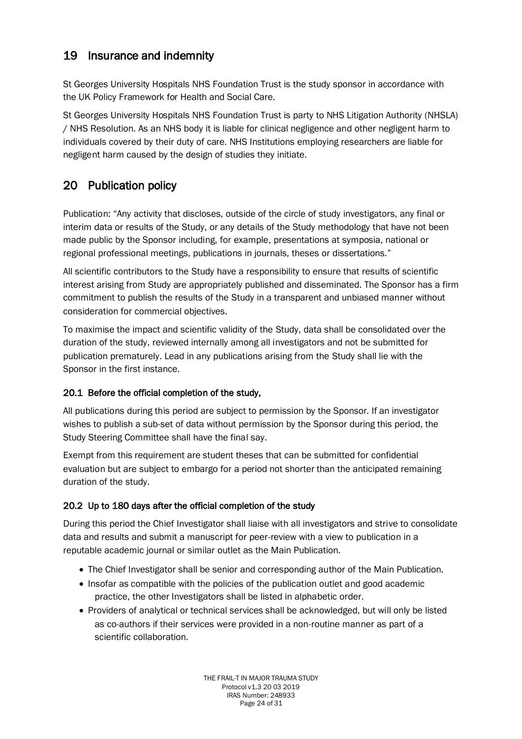## 19 Insurance and indemnity

St Georges University Hospitals NHS Foundation Trust is the study sponsor in accordance with the UK Policy Framework for Health and Social Care.

St Georges University Hospitals NHS Foundation Trust is party to NHS Litigation Authority (NHSLA) / NHS Resolution. As an NHS body it is liable for clinical negligence and other negligent harm to individuals covered by their duty of care. NHS Institutions employing researchers are liable for negligent harm caused by the design of studies they initiate.

## 20 Publication policy

Publication: "Any activity that discloses, outside of the circle of study investigators, any final or interim data or results of the Study, or any details of the Study methodology that have not been made public by the Sponsor including, for example, presentations at symposia, national or regional professional meetings, publications in journals, theses or dissertations."

All scientific contributors to the Study have a responsibility to ensure that results of scientific interest arising from Study are appropriately published and disseminated. The Sponsor has a firm commitment to publish the results of the Study in a transparent and unbiased manner without consideration for commercial objectives.

To maximise the impact and scientific validity of the Study, data shall be consolidated over the duration of the study, reviewed internally among all investigators and not be submitted for publication prematurely. Lead in any publications arising from the Study shall lie with the Sponsor in the first instance.

### 20.1 Before the official completion of the study,

All publications during this period are subject to permission by the Sponsor. If an investigator wishes to publish a sub-set of data without permission by the Sponsor during this period, the Study Steering Committee shall have the final say.

Exempt from this requirement are student theses that can be submitted for confidential evaluation but are subject to embargo for a period not shorter than the anticipated remaining duration of the study.

### 20.2 Up to 180 days after the official completion of the study

During this period the Chief Investigator shall liaise with all investigators and strive to consolidate data and results and submit a manuscript for peer-review with a view to publication in a reputable academic journal or similar outlet as the Main Publication.

- The Chief Investigator shall be senior and corresponding author of the Main Publication.
- Insofar as compatible with the policies of the publication outlet and good academic practice, the other Investigators shall be listed in alphabetic order.
- Providers of analytical or technical services shall be acknowledged, but will only be listed as co-authors if their services were provided in a non-routine manner as part of a scientific collaboration.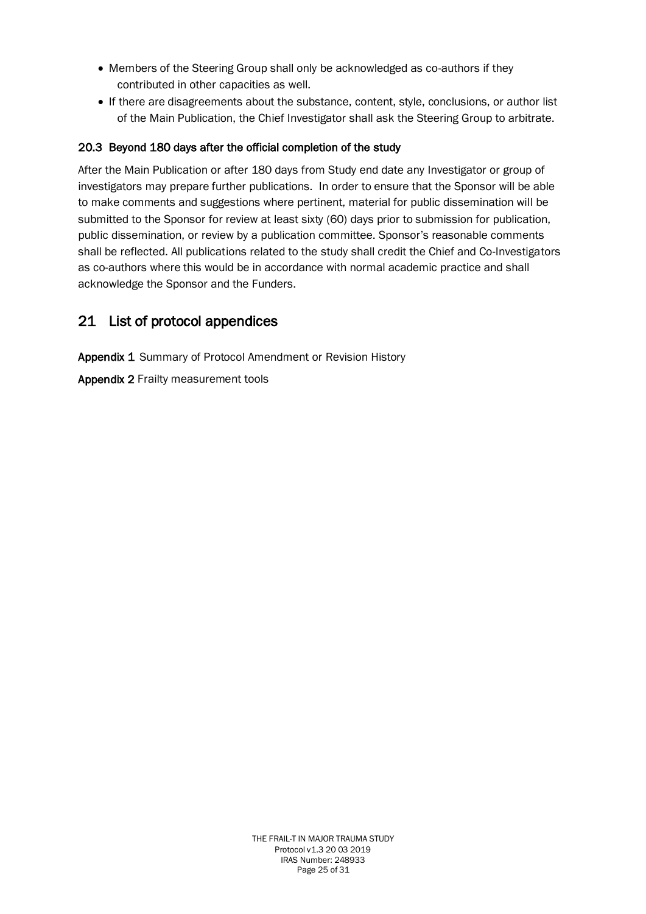- Members of the Steering Group shall only be acknowledged as co-authors if they contributed in other capacities as well.
- If there are disagreements about the substance, content, style, conclusions, or author list of the Main Publication, the Chief Investigator shall ask the Steering Group to arbitrate.

### 20.3 Beyond 180 days after the official completion of the study

After the Main Publication or after 180 days from Study end date any Investigator or group of investigators may prepare further publications. In order to ensure that the Sponsor will be able to make comments and suggestions where pertinent, material for public dissemination will be submitted to the Sponsor for review at least sixty (60) days prior to submission for publication, public dissemination, or review by a publication committee. Sponsor's reasonable comments shall be reflected. All publications related to the study shall credit the Chief and Co-Investigators as co-authors where this would be in accordance with normal academic practice and shall acknowledge the Sponsor and the Funders.

## 21 List of protocol appendices

**Appendix 1** Summary of Protocol Amendment or Revision History

**Appendix 2** Frailty measurement tools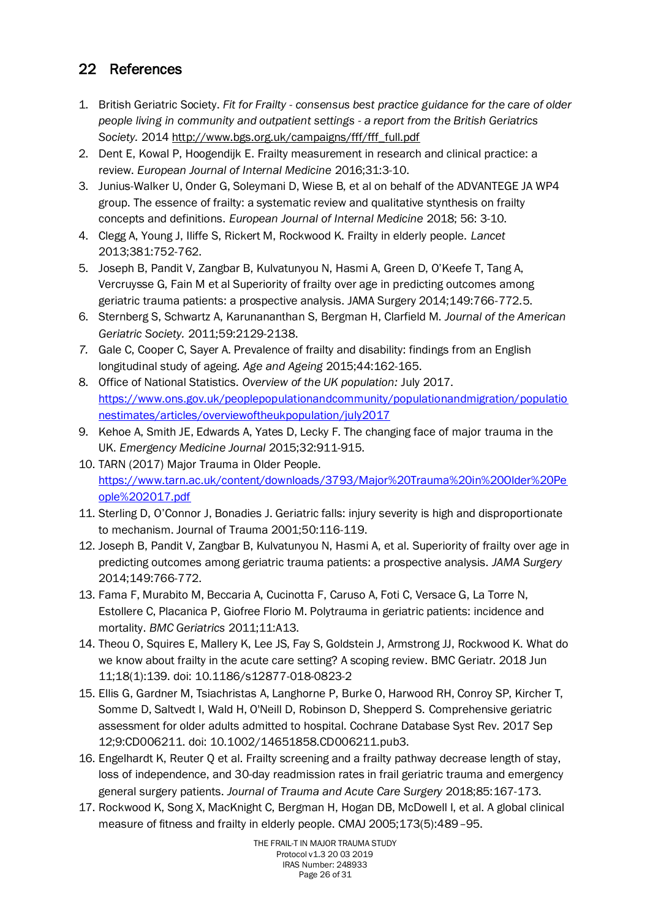## 22 References

1. British Geriatric Society. *Fit for Frailty - consensus best practice guidance for the care of older people living in community and outpatient settings - a report from the British Geriatrics Society.* 2014 http://www.bgs.org.uk/campaigns/fff/fff_full.pdf
2. Dent E, Kowal P, Hoogendijk E. Frailty measurement in research and clinical practice: a review. *European Journal of Internal Medicine* 2016;31:3-10.
3. Junius-Walker U, Onder G, Soleymani D, Wiese B, et al on behalf of the ADVANTEGE JA WP4 group. The essence of frailty: a systematic review and qualitative stynthesis on frailty concepts and definitions. *European Journal of Internal Medicine* 2018; 56: 3-10.
4. Clegg A, Young J, Iliffe S, Rickert M, Rockwood K. Frailty in elderly people. *Lancet* 2013;381:752-762.
5. Joseph B, Pandit V, Zangbar B, Kulvatunyou N, Hasmi A, Green D, O'Keefe T, Tang A, Vercruysse G, Fain M et al Superiority of frailty over age in predicting outcomes among geriatric trauma patients: a prospective analysis. JAMA Surgery 2014;149:766-772.5.
6. Sternberg S, Schwartz A, Karunananthan S, Bergman H, Clarfield M. *Journal of the American Geriatric Society.* 2011;59:2129-2138.
7. Gale C, Cooper C, Sayer A. Prevalence of frailty and disability: findings from an English longitudinal study of ageing. *Age and Ageing* 2015;44:162-165.
8. Office of National Statistics. *Overview of the UK population:* July 2017. https://www.ons.gov.uk/peoplepopulationandcommunity/populationandmigration/populationestimates/articles/overviewoftheukpopulation/july2017
9. Kehoe A, Smith JE, Edwards A, Yates D, Lecky F. The changing face of major trauma in the UK. *Emergency Medicine Journal* 2015;32:911-915.
10. TARN (2017) Major Trauma in Older People. https://www.tarn.ac.uk/content/downloads/3793/Major%20Trauma%20in%20Older%20People%202017.pdf
11. Sterling D, O'Connor J, Bonadies J. Geriatric falls: injury severity is high and disproportionate to mechanism. Journal of Trauma 2001;50:116-119.
12. Joseph B, Pandit V, Zangbar B, Kulvatunyou N, Hasmi A, et al. Superiority of frailty over age in predicting outcomes among geriatric trauma patients: a prospective analysis. *JAMA Surgery* 2014;149:766-772.
13. Fama F, Murabito M, Beccaria A, Cucinotta F, Caruso A, Foti C, Versace G, La Torre N, Estollere C, Placanica P, Giofree Florio M. Polytrauma in geriatric patients: incidence and mortality. *BMC Geriatrics* 2011;11:A13.
14. Theou O, Squires E, Mallery K, Lee JS, Fay S, Goldstein J, Armstrong JJ, Rockwood K. What do we know about frailty in the acute care setting? A scoping review. BMC Geriatr. 2018 Jun 11;18(1):139. doi: 10.1186/s12877-018-0823-2
15. Ellis G, Gardner M, Tsiachristas A, Langhorne P, Burke O, Harwood RH, Conroy SP, Kircher T, Somme D, Saltvedt I, Wald H, O'Neill D, Robinson D, Shepperd S. Comprehensive geriatric assessment for older adults admitted to hospital. Cochrane Database Syst Rev. 2017 Sep 12;9:CD006211. doi: 10.1002/14651858.CD006211.pub3.
16. Engelhardt K, Reuter Q et al. Frailty screening and a frailty pathway decrease length of stay, loss of independence, and 30-day readmission rates in frail geriatric trauma and emergency general surgery patients. *Journal of Trauma and Acute Care Surgery* 2018;85:167-173.
17. Rockwood K, Song X, MacKnight C, Bergman H, Hogan DB, McDowell I, et al. A global clinical measure of fitness and frailty in elderly people. CMAJ 2005;173(5):489 –95.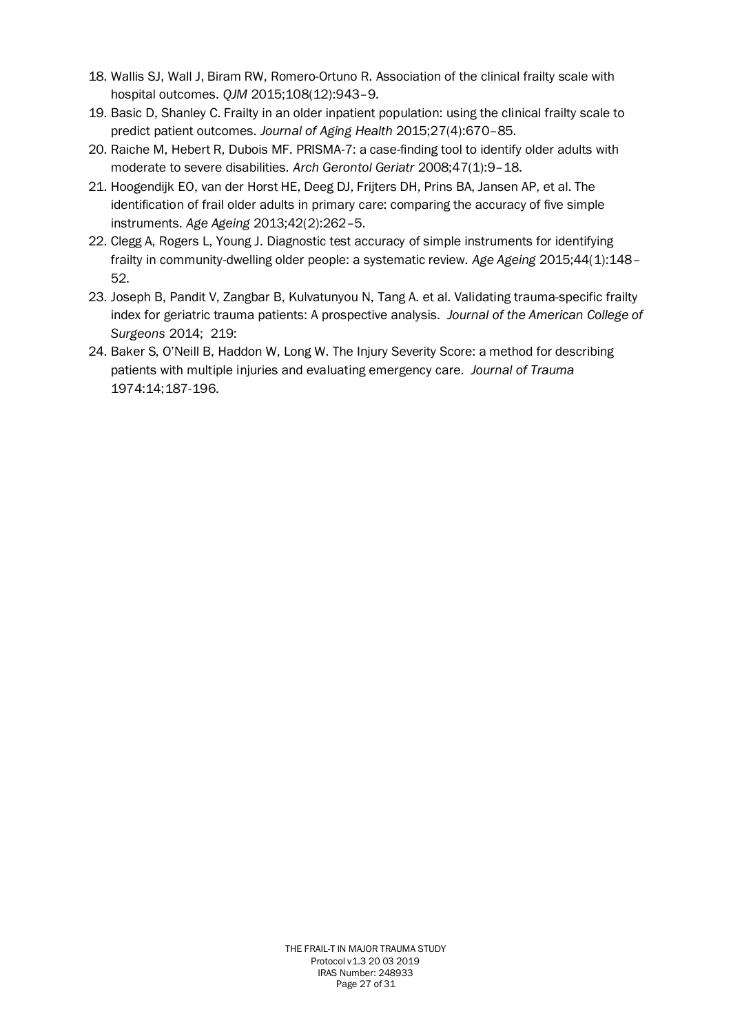18. Wallis SJ, Wall J, Biram RW, Romero-Ortuno R. Association of the clinical frailty scale with hospital outcomes. *QJM* 2015;108(12):943–9.
19. Basic D, Shanley C. Frailty in an older inpatient population: using the clinical frailty scale to predict patient outcomes. *Journal of Aging Health* 2015;27(4):670–85.
20. Raiche M, Hebert R, Dubois MF. PRISMA-7: a case-finding tool to identify older adults with moderate to severe disabilities. *Arch Gerontol Geriatr* 2008;47(1):9–18.
21. Hoogendijk EO, van der Horst HE, Deeg DJ, Frijters DH, Prins BA, Jansen AP, et al. The identification of frail older adults in primary care: comparing the accuracy of five simple instruments. *Age Ageing* 2013;42(2):262–5.
22. Clegg A, Rogers L, Young J. Diagnostic test accuracy of simple instruments for identifying frailty in community-dwelling older people: a systematic review. *Age Ageing* 2015;44(1):148–52.
23. Joseph B, Pandit V, Zangbar B, Kulvatunyou N, Tang A. et al. Validating trauma-specific frailty index for geriatric trauma patients: A prospective analysis. *Journal of the American College of Surgeons* 2014; 219:
24. Baker S, O'Neill B, Haddon W, Long W. The Injury Severity Score: a method for describing patients with multiple injuries and evaluating emergency care. *Journal of Trauma* 1974:14;187-196.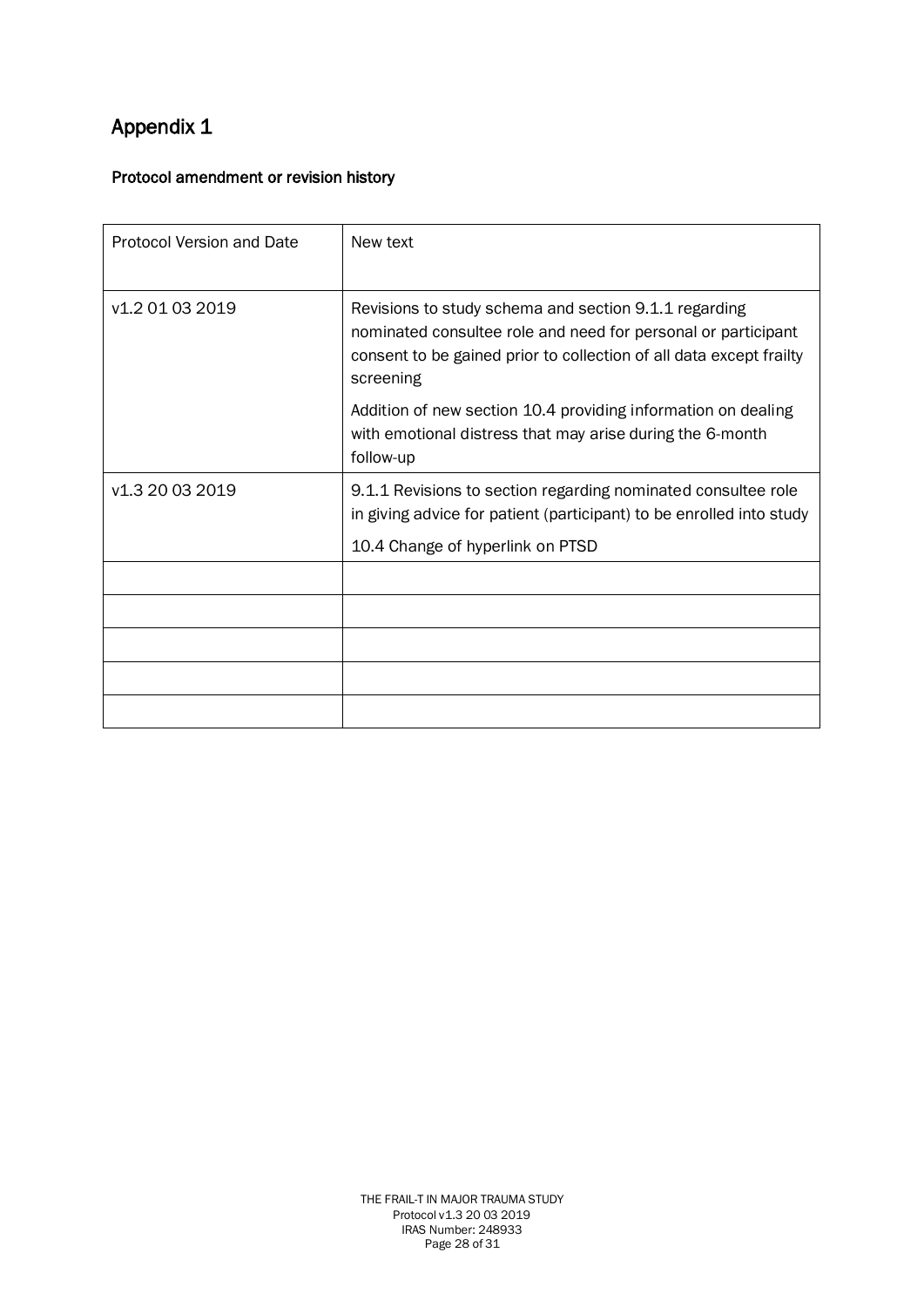# Appendix 1

**Protocol amendment or revision history**

| Protocol Version and Date | New text |
| --- | --- |
| v1.2 01 03 2019 | Revisions to study schema and section 9.1.1 regarding nominated consultee role and need for personal or participant consent to be gained prior to collection of all data except frailty screening<br><br>Addition of new section 10.4 providing information on dealing with emotional distress that may arise during the 6-month follow-up |
| v1.3 20 03 2019 | 9.1.1 Revisions to section regarding nominated consultee role in giving advice for patient (participant) to be enrolled into study<br><br>10.4 Change of hyperlink on PTSD |
| | |
| | |
| | |
| | |
| | |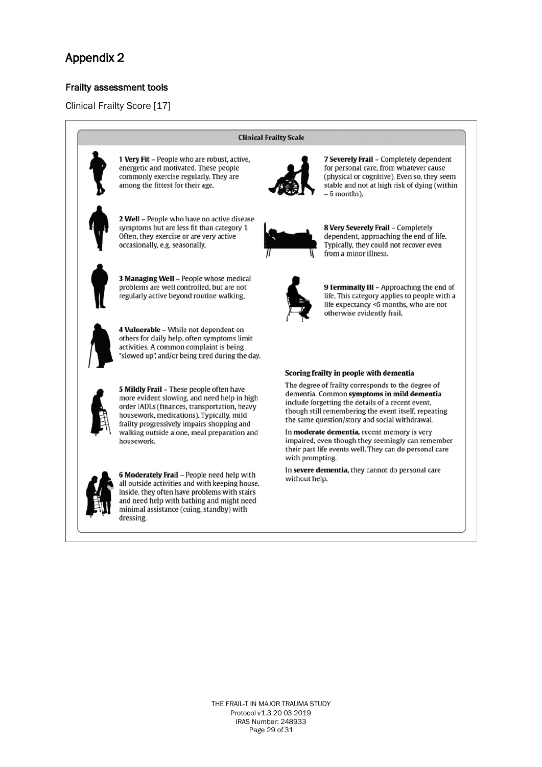# Appendix 2

## Frailty assessment tools

Clinical Frailty Score [17]

### Clinical Frailty Scale

**1 Very Fit** – People who are robust, active, energetic and motivated. These people commonly exercise regularly. They are among the fittest for their age.

**2 Well** – People who have no active disease symptoms but are less fit than category 1. Often, they exercise or are very active occasionally, e.g. seasonally.

**3 Managing Well** – People whose medical problems are well controlled, but are not regularly active beyond routine walking.

**4 Vulnerable** – While not dependent on others for daily help, often symptoms limit activities. A common complaint is being "slowed up", and/or being tired during the day.

**5 Mildly Frail** – These people often have more evident slowing, and need help in high order IADLs (finances, transportation, heavy housework, medications). Typically, mild frailty progressively impairs shopping and walking outside alone, meal preparation and housework.

**6 Moderately Frail** – People need help with all outside activities and with keeping house. Inside, they often have problems with stairs and need help with bathing and might need minimal assistance (cuing, standby) with dressing.

**7 Severely Frail** – Completely dependent for personal care, from whatever cause (physical or cognitive). Even so, they seem stable and not at high risk of dying (within ~ 6 months).

**8 Very Severely Frail** – Completely dependent, approaching the end of life. Typically, they could not recover even from a minor illness.

**9 Terminally Ill** – Approaching the end of life. This category applies to people with a life expectancy <6 months, who are not otherwise evidently frail.

#### Scoring frailty in people with dementia

The degree of frailty corresponds to the degree of dementia. Common **symptoms in mild dementia** include forgetting the details of a recent event, though still remembering the event itself, repeating the same question/story and social withdrawal.

In **moderate dementia,** recent memory is very impaired, even though they seemingly can remember their past life events well. They can do personal care with prompting.

In **severe dementia,** they cannot do personal care without help.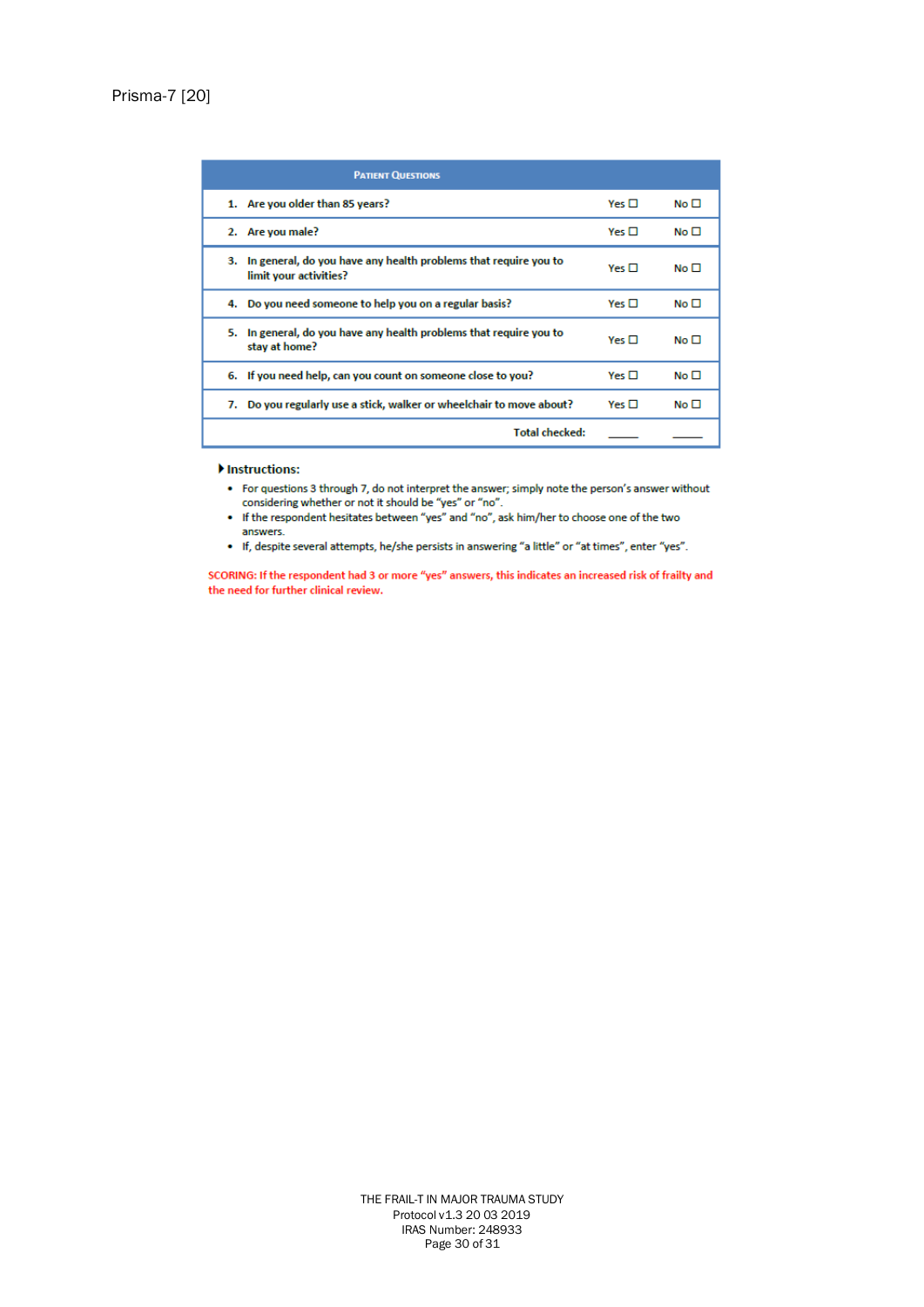Prisma-7 [20]

| Patient Questions | | |
|---|---|---|
| 1. Are you older than 85 years? | Yes ☐ | No ☐ |
| 2. Are you male? | Yes ☐ | No ☐ |
| 3. In general, do you have any health problems that require you to limit your activities? | Yes ☐ | No ☐ |
| 4. Do you need someone to help you on a regular basis? | Yes ☐ | No ☐ |
| 5. In general, do you have any health problems that require you to stay at home? | Yes ☐ | No ☐ |
| 6. If you need help, can you count on someone close to you? | Yes ☐ | No ☐ |
| 7. Do you regularly use a stick, walker or wheelchair to move about? | Yes ☐ | No ☐ |
| Total checked: | _____ | _____ |

**Instructions:**

- For questions 3 through 7, do not interpret the answer; simply note the person's answer without considering whether or not it should be "yes" or "no".
- If the respondent hesitates between "yes" and "no", ask him/her to choose one of the two answers.
- If, despite several attempts, he/she persists in answering "a little" or "at times", enter "yes".

**SCORING: If the respondent had 3 or more "yes" answers, this indicates an increased risk of frailty and the need for further clinical review.**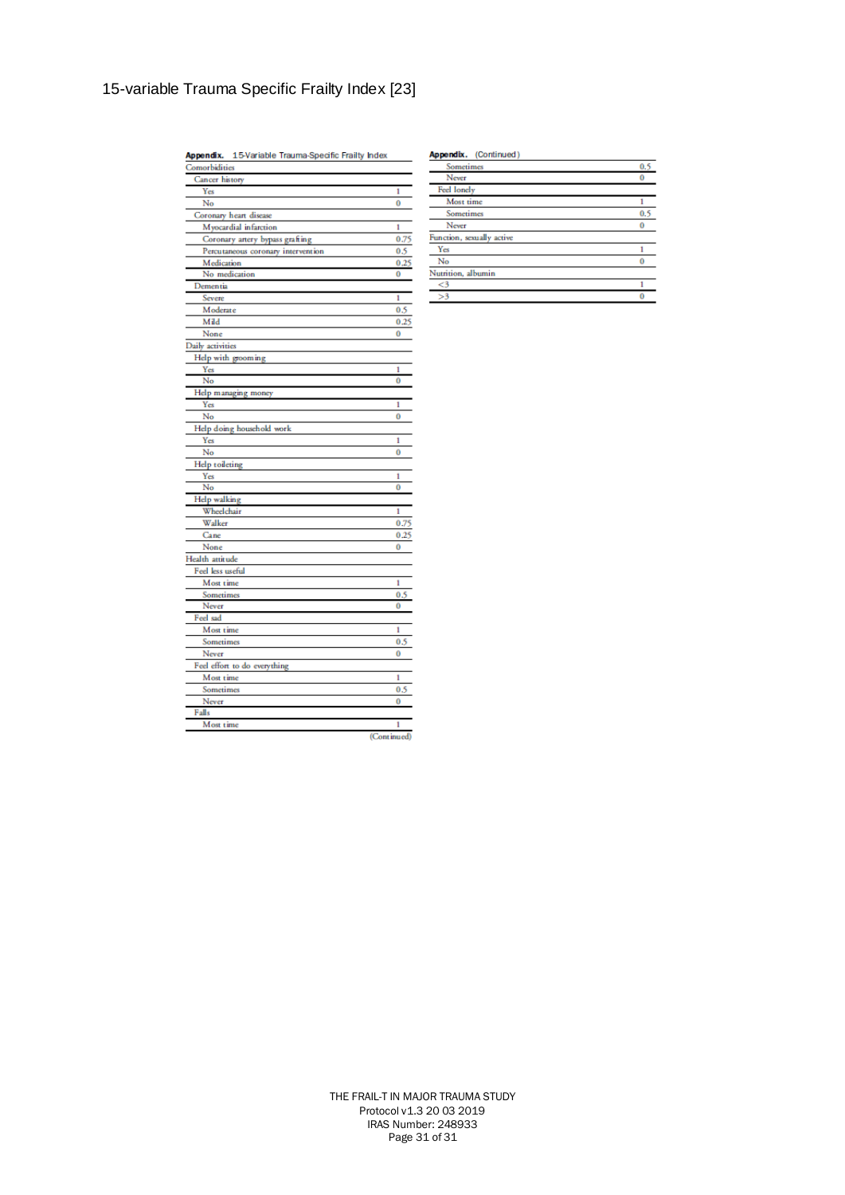## 15-variable Trauma Specific Frailty Index [23]

**Appendix.** 15-Variable Trauma-Specific Frailty Index

| | |
|---|---|
| Comorbidities | |
| Cancer history | |
| Yes | 1 |
| No | 0 |
| Coronary heart disease | |
| Myocardial infarction | 1 |
| Coronary artery bypass grafting | 0.75 |
| Percutaneous coronary intervention | 0.5 |
| Medication | 0.25 |
| No medication | 0 |
| Dementia | |
| Severe | 1 |
| Moderate | 0.5 |
| Mild | 0.25 |
| None | 0 |
| Daily activities | |
| Help with grooming | |
| Yes | 1 |
| No | 0 |
| Help managing money | |
| Yes | 1 |
| No | 0 |
| Help doing household work | |
| Yes | 1 |
| No | 0 |
| Help toileting | |
| Yes | 1 |
| No | 0 |
| Help walking | |
| Wheelchair | 1 |
| Walker | 0.75 |
| Cane | 0.25 |
| None | 0 |
| Health attitude | |
| Feel less useful | |
| Most time | 1 |
| Sometimes | 0.5 |
| Never | 0 |
| Feel sad | |
| Most time | 1 |
| Sometimes | 0.5 |
| Never | 0 |
| Feel effort to do everything | |
| Most time | 1 |
| Sometimes | 0.5 |
| Never | 0 |
| Falls | |
| Most time | 1 |
| Sometimes | 0.5 |
| Never | 0 |
| Feel lonely | |
| Most time | 1 |
| Sometimes | 0.5 |
| Never | 0 |
| Function, sexually active | |
| Yes | 1 |
| No | 0 |
| Nutrition, albumin | |
| <3 | 1 |
| >3 | 0 |